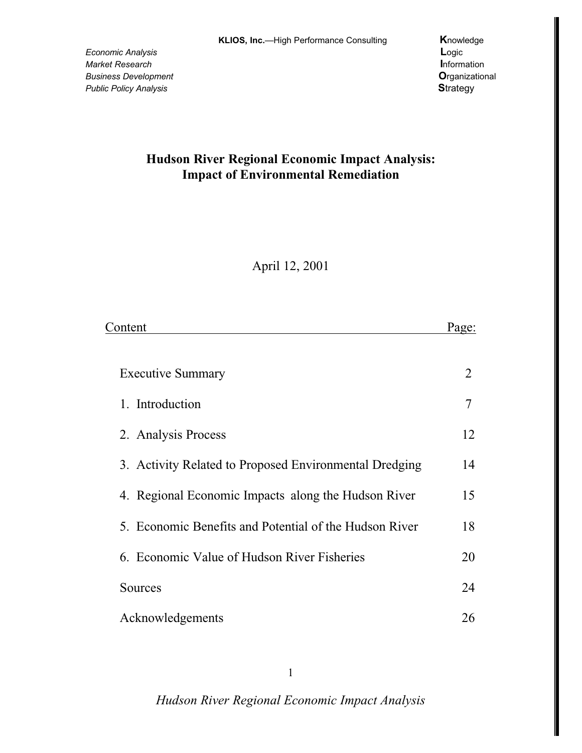**KLIOS, Inc.**—High Performance Consulting

*Economic Analysis*
*Market Research*
*Business Development*
*Public Policy Analysis*

**K**nowledge
**L**ogic
**I**nformation
**O**rganizational
**S**trategy

# Hudson River Regional Economic Impact Analysis: Impact of Environmental Remediation

April 12, 2001

| Content | Page: |
| --- | --- |
| Executive Summary | 2 |
| 1. Introduction | 7 |
| 2. Analysis Process | 12 |
| 3. Activity Related to Proposed Environmental Dredging | 14 |
| 4. Regional Economic Impacts along the Hudson River | 15 |
| 5. Economic Benefits and Potential of the Hudson River | 18 |
| 6. Economic Value of Hudson River Fisheries | 20 |
| Sources | 24 |
| Acknowledgements | 26 |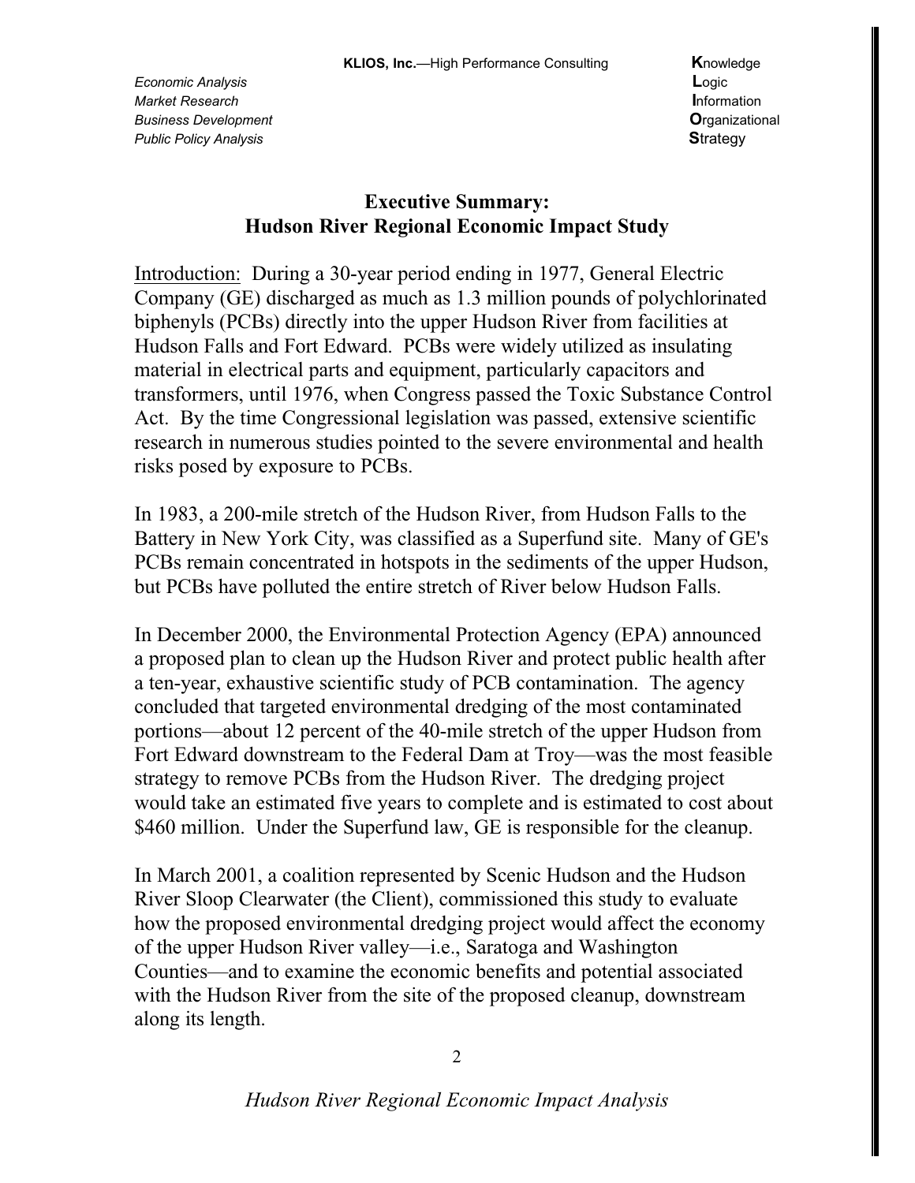## Executive Summary: Hudson River Regional Economic Impact Study

Introduction: During a 30-year period ending in 1977, General Electric Company (GE) discharged as much as 1.3 million pounds of polychlorinated biphenyls (PCBs) directly into the upper Hudson River from facilities at Hudson Falls and Fort Edward. PCBs were widely utilized as insulating material in electrical parts and equipment, particularly capacitors and transformers, until 1976, when Congress passed the Toxic Substance Control Act. By the time Congressional legislation was passed, extensive scientific research in numerous studies pointed to the severe environmental and health risks posed by exposure to PCBs.

In 1983, a 200-mile stretch of the Hudson River, from Hudson Falls to the Battery in New York City, was classified as a Superfund site. Many of GE's PCBs remain concentrated in hotspots in the sediments of the upper Hudson, but PCBs have polluted the entire stretch of River below Hudson Falls.

In December 2000, the Environmental Protection Agency (EPA) announced a proposed plan to clean up the Hudson River and protect public health after a ten-year, exhaustive scientific study of PCB contamination. The agency concluded that targeted environmental dredging of the most contaminated portions—about 12 percent of the 40-mile stretch of the upper Hudson from Fort Edward downstream to the Federal Dam at Troy—was the most feasible strategy to remove PCBs from the Hudson River. The dredging project would take an estimated five years to complete and is estimated to cost about $460 million. Under the Superfund law, GE is responsible for the cleanup.

In March 2001, a coalition represented by Scenic Hudson and the Hudson River Sloop Clearwater (the Client), commissioned this study to evaluate how the proposed environmental dredging project would affect the economy of the upper Hudson River valley—i.e., Saratoga and Washington Counties—and to examine the economic benefits and potential associated with the Hudson River from the site of the proposed cleanup, downstream along its length.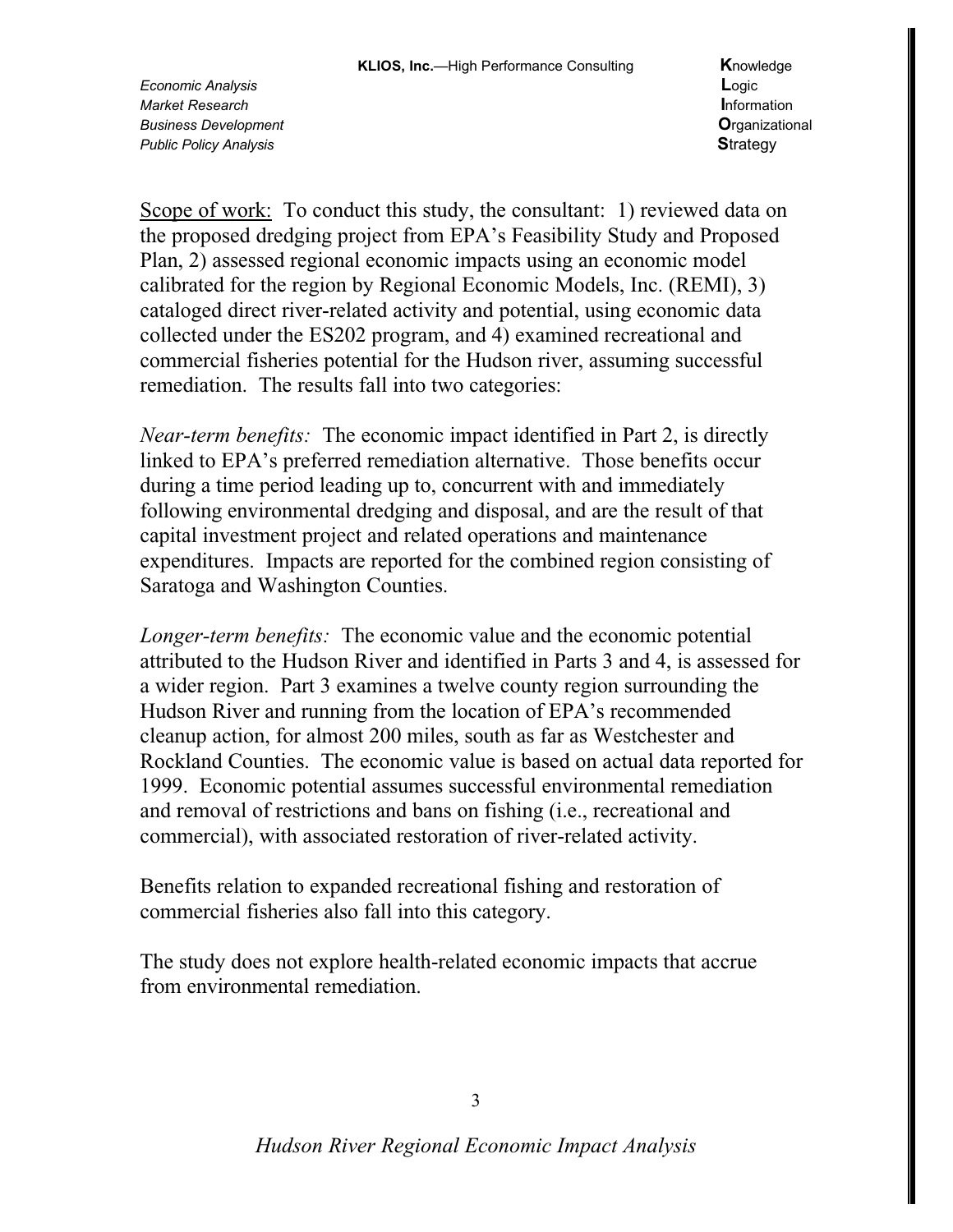Scope of work: To conduct this study, the consultant: 1) reviewed data on the proposed dredging project from EPA's Feasibility Study and Proposed Plan, 2) assessed regional economic impacts using an economic model calibrated for the region by Regional Economic Models, Inc. (REMI), 3) cataloged direct river-related activity and potential, using economic data collected under the ES202 program, and 4) examined recreational and commercial fisheries potential for the Hudson river, assuming successful remediation. The results fall into two categories:

*Near-term benefits:* The economic impact identified in Part 2, is directly linked to EPA's preferred remediation alternative. Those benefits occur during a time period leading up to, concurrent with and immediately following environmental dredging and disposal, and are the result of that capital investment project and related operations and maintenance expenditures. Impacts are reported for the combined region consisting of Saratoga and Washington Counties.

*Longer-term benefits:* The economic value and the economic potential attributed to the Hudson River and identified in Parts 3 and 4, is assessed for a wider region. Part 3 examines a twelve county region surrounding the Hudson River and running from the location of EPA's recommended cleanup action, for almost 200 miles, south as far as Westchester and Rockland Counties. The economic value is based on actual data reported for 1999. Economic potential assumes successful environmental remediation and removal of restrictions and bans on fishing (i.e., recreational and commercial), with associated restoration of river-related activity.

Benefits relation to expanded recreational fishing and restoration of commercial fisheries also fall into this category.

The study does not explore health-related economic impacts that accrue from environmental remediation.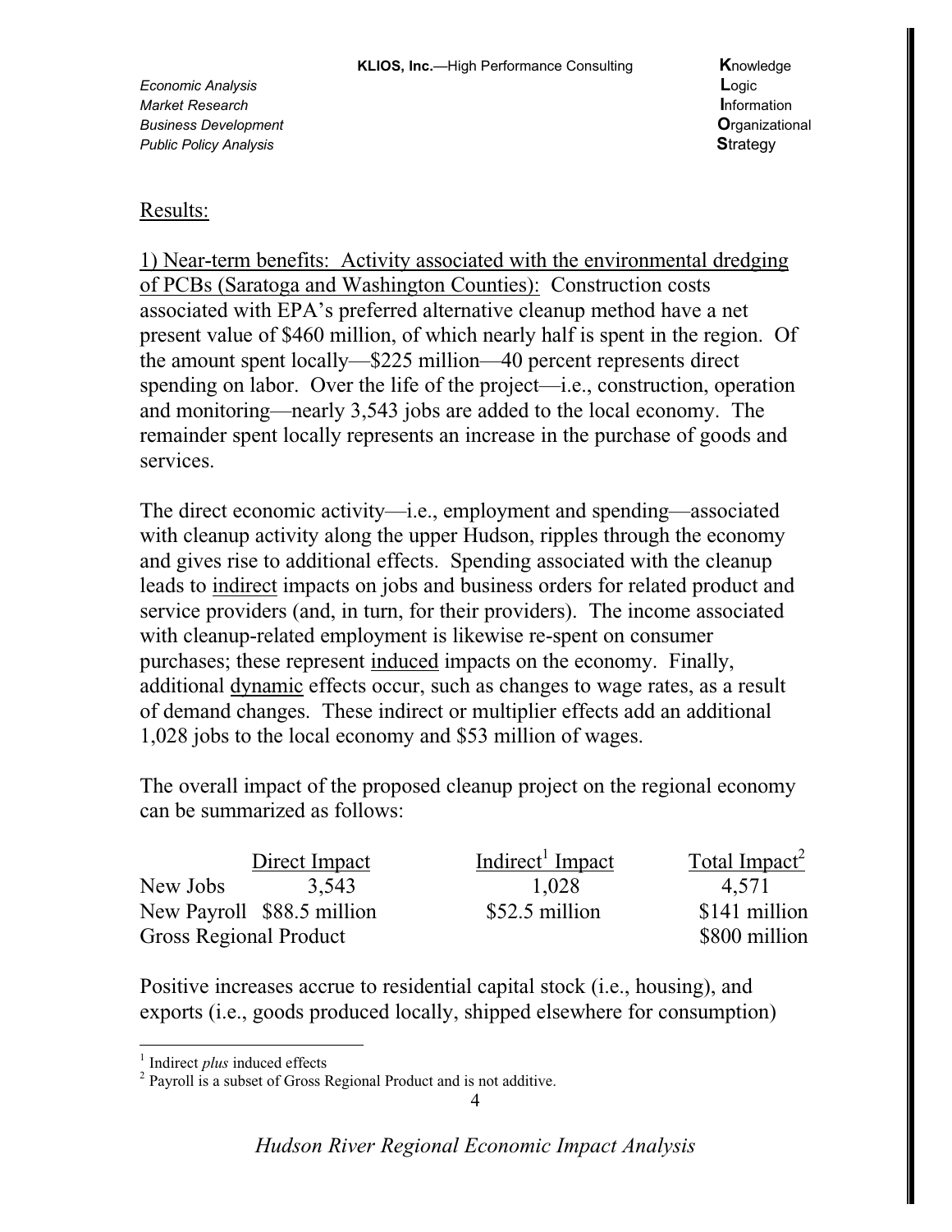Results:

1) Near-term benefits: Activity associated with the environmental dredging of PCBs (Saratoga and Washington Counties): Construction costs associated with EPA's preferred alternative cleanup method have a net present value of $460 million, of which nearly half is spent in the region. Of the amount spent locally—$225 million—40 percent represents direct spending on labor. Over the life of the project—i.e., construction, operation and monitoring—nearly 3,543 jobs are added to the local economy. The remainder spent locally represents an increase in the purchase of goods and services.

The direct economic activity—i.e., employment and spending—associated with cleanup activity along the upper Hudson, ripples through the economy and gives rise to additional effects. Spending associated with the cleanup leads to indirect impacts on jobs and business orders for related product and service providers (and, in turn, for their providers). The income associated with cleanup-related employment is likewise re-spent on consumer purchases; these represent induced impacts on the economy. Finally, additional dynamic effects occur, such as changes to wage rates, as a result of demand changes. These indirect or multiplier effects add an additional 1,028 jobs to the local economy and $53 million of wages.

The overall impact of the proposed cleanup project on the regional economy can be summarized as follows:

| | Direct Impact | Indirect[1] Impact | Total Impact[2] |
|---|---|---|---|
| New Jobs | 3,543 | 1,028 | 4,571 |
| New Payroll | $88.5 million | $52.5 million | $141 million |
| Gross Regional Product | | | $800 million |

Positive increases accrue to residential capital stock (i.e., housing), and exports (i.e., goods produced locally, shipped elsewhere for consumption)

[1] Indirect *plus* induced effects
[2] Payroll is a subset of Gross Regional Product and is not additive.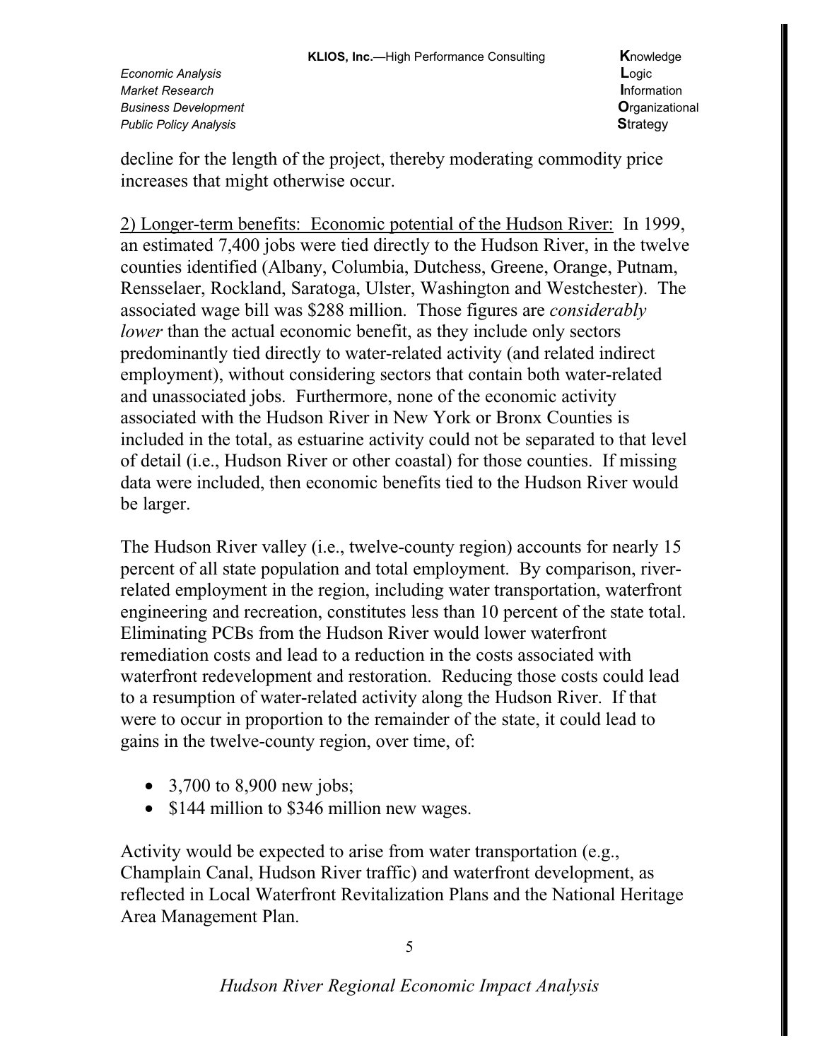decline for the length of the project, thereby moderating commodity price increases that might otherwise occur.

2) Longer-term benefits: Economic potential of the Hudson River: In 1999, an estimated 7,400 jobs were tied directly to the Hudson River, in the twelve counties identified (Albany, Columbia, Dutchess, Greene, Orange, Putnam, Rensselaer, Rockland, Saratoga, Ulster, Washington and Westchester). The associated wage bill was $288 million. Those figures are *considerably lower* than the actual economic benefit, as they include only sectors predominantly tied directly to water-related activity (and related indirect employment), without considering sectors that contain both water-related and unassociated jobs. Furthermore, none of the economic activity associated with the Hudson River in New York or Bronx Counties is included in the total, as estuarine activity could not be separated to that level of detail (i.e., Hudson River or other coastal) for those counties. If missing data were included, then economic benefits tied to the Hudson River would be larger.

The Hudson River valley (i.e., twelve-county region) accounts for nearly 15 percent of all state population and total employment. By comparison, river-related employment in the region, including water transportation, waterfront engineering and recreation, constitutes less than 10 percent of the state total. Eliminating PCBs from the Hudson River would lower waterfront remediation costs and lead to a reduction in the costs associated with waterfront redevelopment and restoration. Reducing those costs could lead to a resumption of water-related activity along the Hudson River. If that were to occur in proportion to the remainder of the state, it could lead to gains in the twelve-county region, over time, of:

- 3,700 to 8,900 new jobs;
- $144 million to $346 million new wages.

Activity would be expected to arise from water transportation (e.g., Champlain Canal, Hudson River traffic) and waterfront development, as reflected in Local Waterfront Revitalization Plans and the National Heritage Area Management Plan.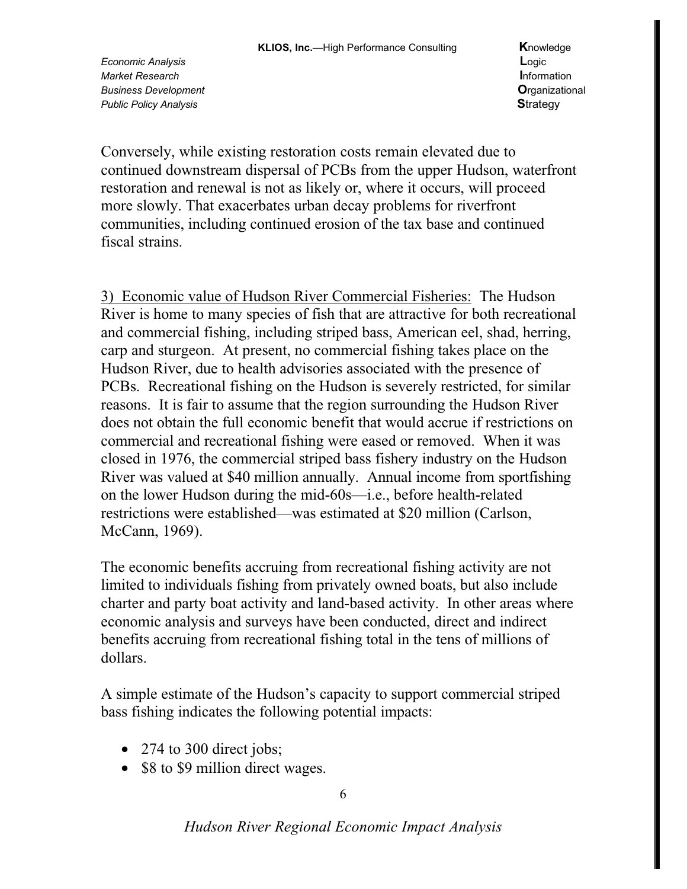Conversely, while existing restoration costs remain elevated due to continued downstream dispersal of PCBs from the upper Hudson, waterfront restoration and renewal is not as likely or, where it occurs, will proceed more slowly. That exacerbates urban decay problems for riverfront communities, including continued erosion of the tax base and continued fiscal strains.

3) Economic value of Hudson River Commercial Fisheries: The Hudson River is home to many species of fish that are attractive for both recreational and commercial fishing, including striped bass, American eel, shad, herring, carp and sturgeon. At present, no commercial fishing takes place on the Hudson River, due to health advisories associated with the presence of PCBs. Recreational fishing on the Hudson is severely restricted, for similar reasons. It is fair to assume that the region surrounding the Hudson River does not obtain the full economic benefit that would accrue if restrictions on commercial and recreational fishing were eased or removed. When it was closed in 1976, the commercial striped bass fishery industry on the Hudson River was valued at $40 million annually. Annual income from sportfishing on the lower Hudson during the mid-60s—i.e., before health-related restrictions were established—was estimated at $20 million (Carlson, McCann, 1969).

The economic benefits accruing from recreational fishing activity are not limited to individuals fishing from privately owned boats, but also include charter and party boat activity and land-based activity. In other areas where economic analysis and surveys have been conducted, direct and indirect benefits accruing from recreational fishing total in the tens of millions of dollars.

A simple estimate of the Hudson's capacity to support commercial striped bass fishing indicates the following potential impacts:

- 274 to 300 direct jobs;
- $8 to $9 million direct wages.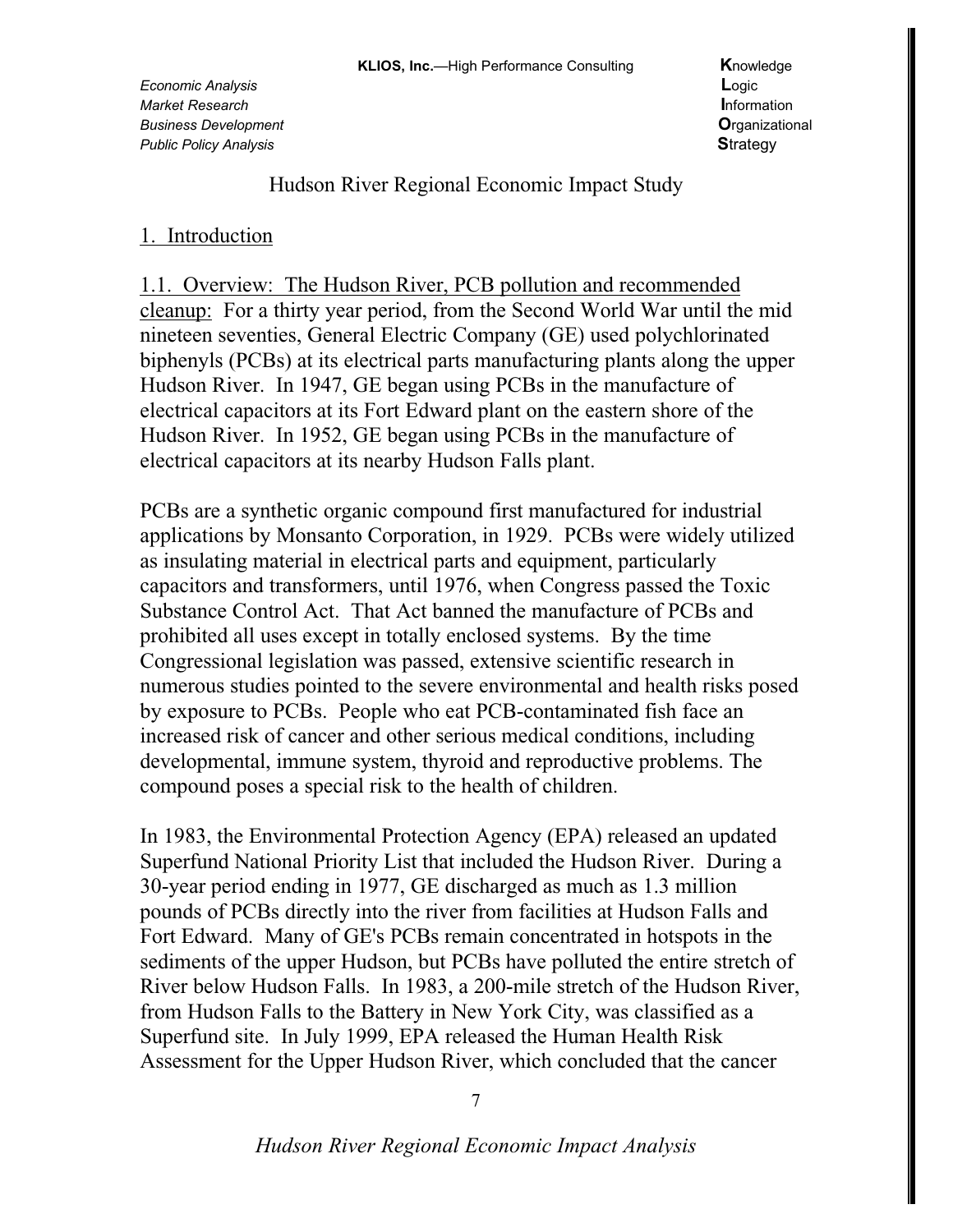# Hudson River Regional Economic Impact Study

## 1. Introduction

1.1. Overview: The Hudson River, PCB pollution and recommended cleanup: For a thirty year period, from the Second World War until the mid nineteen seventies, General Electric Company (GE) used polychlorinated biphenyls (PCBs) at its electrical parts manufacturing plants along the upper Hudson River. In 1947, GE began using PCBs in the manufacture of electrical capacitors at its Fort Edward plant on the eastern shore of the Hudson River. In 1952, GE began using PCBs in the manufacture of electrical capacitors at its nearby Hudson Falls plant.

PCBs are a synthetic organic compound first manufactured for industrial applications by Monsanto Corporation, in 1929. PCBs were widely utilized as insulating material in electrical parts and equipment, particularly capacitors and transformers, until 1976, when Congress passed the Toxic Substance Control Act. That Act banned the manufacture of PCBs and prohibited all uses except in totally enclosed systems. By the time Congressional legislation was passed, extensive scientific research in numerous studies pointed to the severe environmental and health risks posed by exposure to PCBs. People who eat PCB-contaminated fish face an increased risk of cancer and other serious medical conditions, including developmental, immune system, thyroid and reproductive problems. The compound poses a special risk to the health of children.

In 1983, the Environmental Protection Agency (EPA) released an updated Superfund National Priority List that included the Hudson River. During a 30-year period ending in 1977, GE discharged as much as 1.3 million pounds of PCBs directly into the river from facilities at Hudson Falls and Fort Edward. Many of GE's PCBs remain concentrated in hotspots in the sediments of the upper Hudson, but PCBs have polluted the entire stretch of River below Hudson Falls. In 1983, a 200-mile stretch of the Hudson River, from Hudson Falls to the Battery in New York City, was classified as a Superfund site. In July 1999, EPA released the Human Health Risk Assessment for the Upper Hudson River, which concluded that the cancer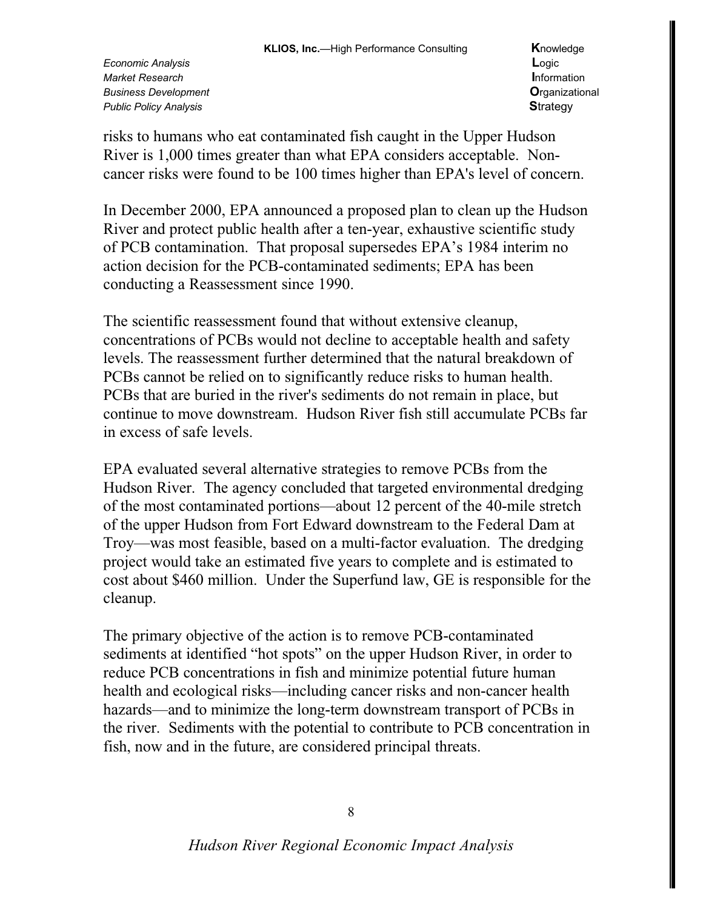risks to humans who eat contaminated fish caught in the Upper Hudson River is 1,000 times greater than what EPA considers acceptable. Non-cancer risks were found to be 100 times higher than EPA's level of concern.

In December 2000, EPA announced a proposed plan to clean up the Hudson River and protect public health after a ten-year, exhaustive scientific study of PCB contamination. That proposal supersedes EPA's 1984 interim no action decision for the PCB-contaminated sediments; EPA has been conducting a Reassessment since 1990.

The scientific reassessment found that without extensive cleanup, concentrations of PCBs would not decline to acceptable health and safety levels. The reassessment further determined that the natural breakdown of PCBs cannot be relied on to significantly reduce risks to human health. PCBs that are buried in the river's sediments do not remain in place, but continue to move downstream. Hudson River fish still accumulate PCBs far in excess of safe levels.

EPA evaluated several alternative strategies to remove PCBs from the Hudson River. The agency concluded that targeted environmental dredging of the most contaminated portions—about 12 percent of the 40-mile stretch of the upper Hudson from Fort Edward downstream to the Federal Dam at Troy—was most feasible, based on a multi-factor evaluation. The dredging project would take an estimated five years to complete and is estimated to cost about $460 million. Under the Superfund law, GE is responsible for the cleanup.

The primary objective of the action is to remove PCB-contaminated sediments at identified "hot spots" on the upper Hudson River, in order to reduce PCB concentrations in fish and minimize potential future human health and ecological risks—including cancer risks and non-cancer health hazards—and to minimize the long-term downstream transport of PCBs in the river. Sediments with the potential to contribute to PCB concentration in fish, now and in the future, are considered principal threats.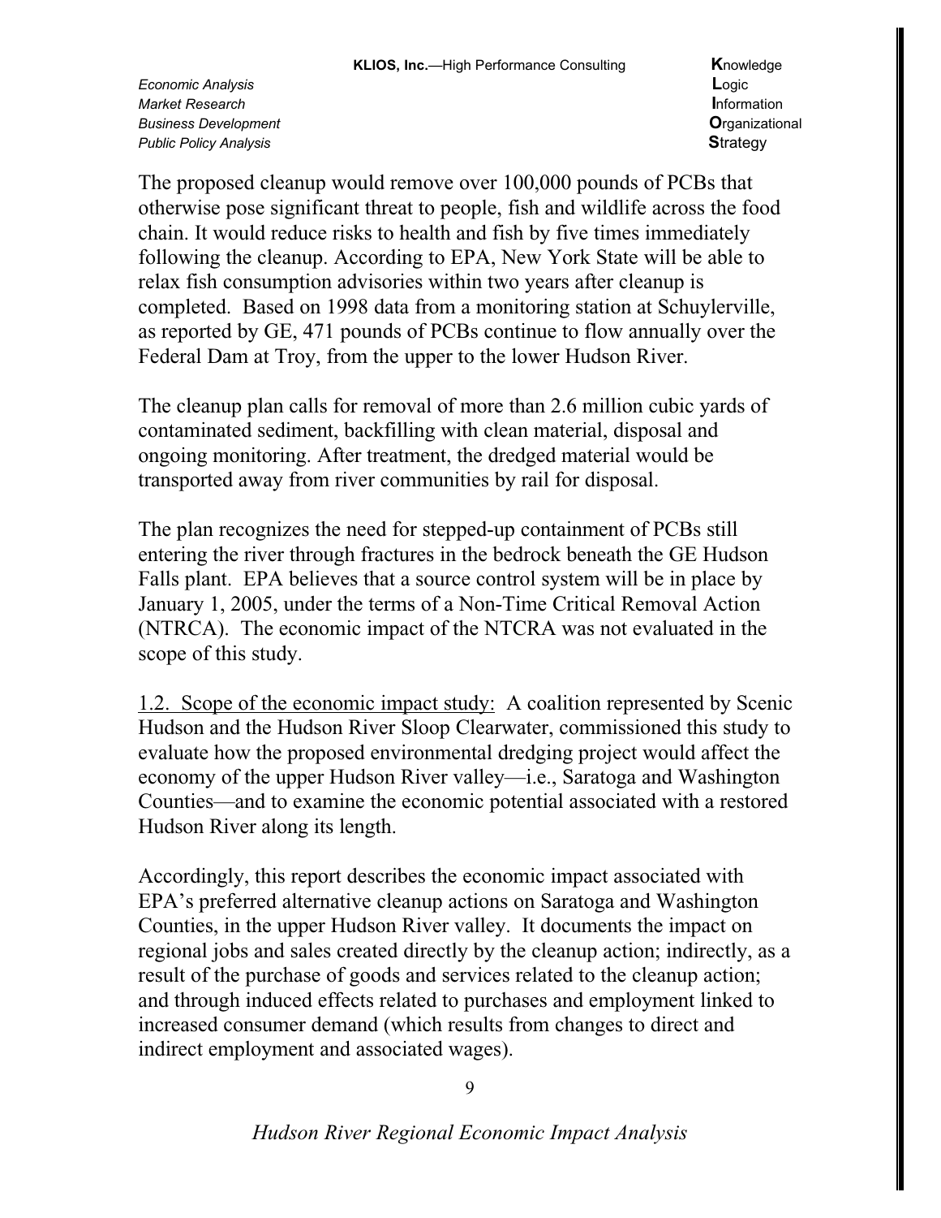The proposed cleanup would remove over 100,000 pounds of PCBs that otherwise pose significant threat to people, fish and wildlife across the food chain. It would reduce risks to health and fish by five times immediately following the cleanup. According to EPA, New York State will be able to relax fish consumption advisories within two years after cleanup is completed. Based on 1998 data from a monitoring station at Schuylerville, as reported by GE, 471 pounds of PCBs continue to flow annually over the Federal Dam at Troy, from the upper to the lower Hudson River.

The cleanup plan calls for removal of more than 2.6 million cubic yards of contaminated sediment, backfilling with clean material, disposal and ongoing monitoring. After treatment, the dredged material would be transported away from river communities by rail for disposal.

The plan recognizes the need for stepped-up containment of PCBs still entering the river through fractures in the bedrock beneath the GE Hudson Falls plant. EPA believes that a source control system will be in place by January 1, 2005, under the terms of a Non-Time Critical Removal Action (NTRCA). The economic impact of the NTCRA was not evaluated in the scope of this study.

<u>1.2. Scope of the economic impact study:</u> A coalition represented by Scenic Hudson and the Hudson River Sloop Clearwater, commissioned this study to evaluate how the proposed environmental dredging project would affect the economy of the upper Hudson River valley—i.e., Saratoga and Washington Counties—and to examine the economic potential associated with a restored Hudson River along its length.

Accordingly, this report describes the economic impact associated with EPA's preferred alternative cleanup actions on Saratoga and Washington Counties, in the upper Hudson River valley. It documents the impact on regional jobs and sales created directly by the cleanup action; indirectly, as a result of the purchase of goods and services related to the cleanup action; and through induced effects related to purchases and employment linked to increased consumer demand (which results from changes to direct and indirect employment and associated wages).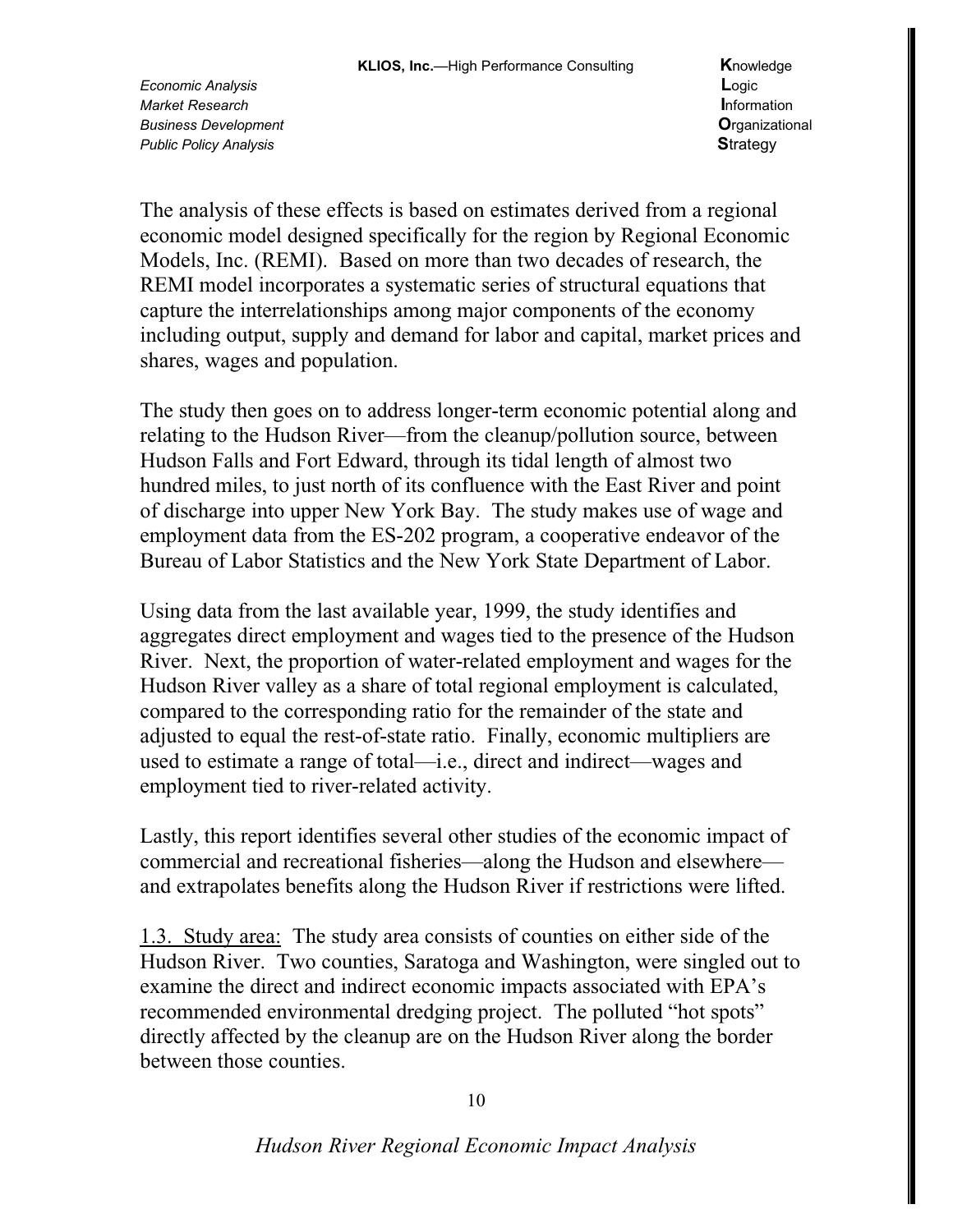The analysis of these effects is based on estimates derived from a regional economic model designed specifically for the region by Regional Economic Models, Inc. (REMI). Based on more than two decades of research, the REMI model incorporates a systematic series of structural equations that capture the interrelationships among major components of the economy including output, supply and demand for labor and capital, market prices and shares, wages and population.

The study then goes on to address longer-term economic potential along and relating to the Hudson River—from the cleanup/pollution source, between Hudson Falls and Fort Edward, through its tidal length of almost two hundred miles, to just north of its confluence with the East River and point of discharge into upper New York Bay. The study makes use of wage and employment data from the ES-202 program, a cooperative endeavor of the Bureau of Labor Statistics and the New York State Department of Labor.

Using data from the last available year, 1999, the study identifies and aggregates direct employment and wages tied to the presence of the Hudson River. Next, the proportion of water-related employment and wages for the Hudson River valley as a share of total regional employment is calculated, compared to the corresponding ratio for the remainder of the state and adjusted to equal the rest-of-state ratio. Finally, economic multipliers are used to estimate a range of total—i.e., direct and indirect—wages and employment tied to river-related activity.

Lastly, this report identifies several other studies of the economic impact of commercial and recreational fisheries—along the Hudson and elsewhere—and extrapolates benefits along the Hudson River if restrictions were lifted.

<u>1.3. Study area:</u> The study area consists of counties on either side of the Hudson River. Two counties, Saratoga and Washington, were singled out to examine the direct and indirect economic impacts associated with EPA's recommended environmental dredging project. The polluted "hot spots" directly affected by the cleanup are on the Hudson River along the border between those counties.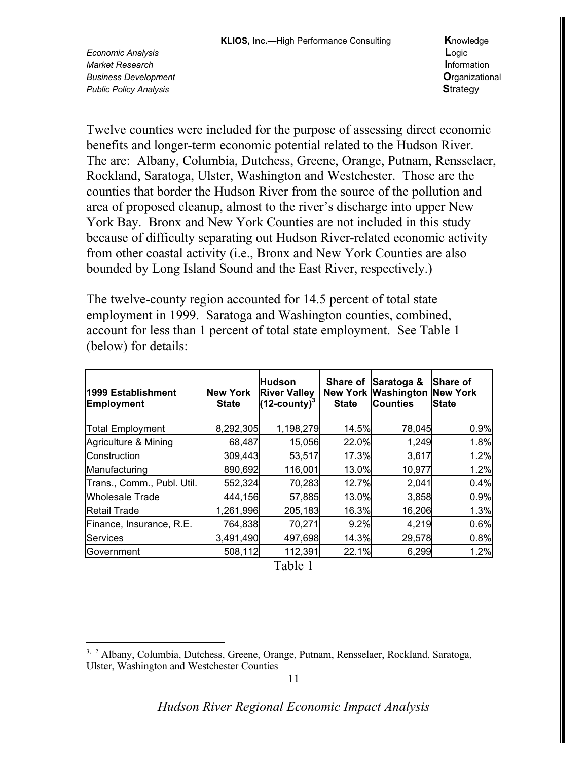Twelve counties were included for the purpose of assessing direct economic benefits and longer-term economic potential related to the Hudson River. The are: Albany, Columbia, Dutchess, Greene, Orange, Putnam, Rensselaer, Rockland, Saratoga, Ulster, Washington and Westchester. Those are the counties that border the Hudson River from the source of the pollution and area of proposed cleanup, almost to the river's discharge into upper New York Bay. Bronx and New York Counties are not included in this study because of difficulty separating out Hudson River-related economic activity from other coastal activity (i.e., Bronx and New York Counties are also bounded by Long Island Sound and the East River, respectively.)

The twelve-county region accounted for 14.5 percent of total state employment in 1999. Saratoga and Washington counties, combined, account for less than 1 percent of total state employment. See Table 1 (below) for details:

| 1999 Establishment Employment | New York State | Hudson River Valley (12-county)[3] | Share of New York State | Saratoga & Washington Counties | Share of New York State |
|---|---|---|---|---|---|
| Total Employment | 8,292,305 | 1,198,279 | 14.5% | 78,045 | 0.9% |
| Agriculture & Mining | 68,487 | 15,056 | 22.0% | 1,249 | 1.8% |
| Construction | 309,443 | 53,517 | 17.3% | 3,617 | 1.2% |
| Manufacturing | 890,692 | 116,001 | 13.0% | 10,977 | 1.2% |
| Trans., Comm., Publ. Util. | 552,324 | 70,283 | 12.7% | 2,041 | 0.4% |
| Wholesale Trade | 444,156 | 57,885 | 13.0% | 3,858 | 0.9% |
| Retail Trade | 1,261,996 | 205,183 | 16.3% | 16,206 | 1.3% |
| Finance, Insurance, R.E. | 764,838 | 70,271 | 9.2% | 4,219 | 0.6% |
| Services | 3,491,490 | 497,698 | 14.3% | 29,578 | 0.8% |
| Government | 508,112 | 112,391 | 22.1% | 6,299 | 1.2% |

Table 1

[3, 2] Albany, Columbia, Dutchess, Greene, Orange, Putnam, Rensselaer, Rockland, Saratoga, Ulster, Washington and Westchester Counties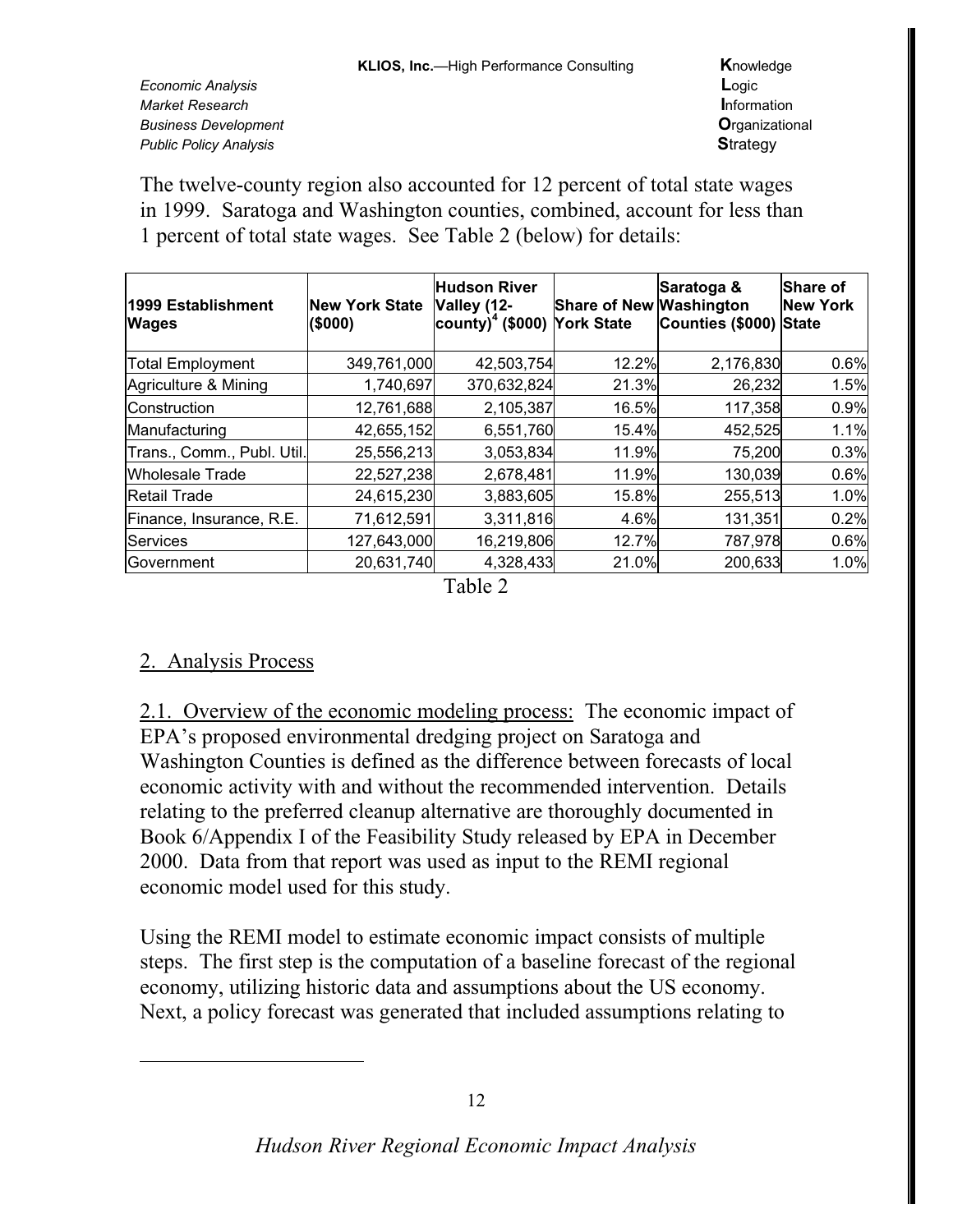The twelve-county region also accounted for 12 percent of total state wages in 1999. Saratoga and Washington counties, combined, account for less than 1 percent of total state wages. See Table 2 (below) for details:

| 1999 Establishment Wages | New York State ($000) | Hudson River Valley (12-county)[4] ($000) | Share of New York State | Saratoga & Washington Counties ($000) | Share of New York State |
|---|---|---|---|---|---|
| Total Employment | 349,761,000 | 42,503,754 | 12.2% | 2,176,830 | 0.6% |
| Agriculture & Mining | 1,740,697 | 370,632,824 | 21.3% | 26,232 | 1.5% |
| Construction | 12,761,688 | 2,105,387 | 16.5% | 117,358 | 0.9% |
| Manufacturing | 42,655,152 | 6,551,760 | 15.4% | 452,525 | 1.1% |
| Trans., Comm., Publ. Util. | 25,556,213 | 3,053,834 | 11.9% | 75,200 | 0.3% |
| Wholesale Trade | 22,527,238 | 2,678,481 | 11.9% | 130,039 | 0.6% |
| Retail Trade | 24,615,230 | 3,883,605 | 15.8% | 255,513 | 1.0% |
| Finance, Insurance, R.E. | 71,612,591 | 3,311,816 | 4.6% | 131,351 | 0.2% |
| Services | 127,643,000 | 16,219,806 | 12.7% | 787,978 | 0.6% |
| Government | 20,631,740 | 4,328,433 | 21.0% | 200,633 | 1.0% |

Table 2

## 2. Analysis Process

2.1. Overview of the economic modeling process: The economic impact of EPA's proposed environmental dredging project on Saratoga and Washington Counties is defined as the difference between forecasts of local economic activity with and without the recommended intervention. Details relating to the preferred cleanup alternative are thoroughly documented in Book 6/Appendix I of the Feasibility Study released by EPA in December 2000. Data from that report was used as input to the REMI regional economic model used for this study.

Using the REMI model to estimate economic impact consists of multiple steps. The first step is the computation of a baseline forecast of the regional economy, utilizing historic data and assumptions about the US economy. Next, a policy forecast was generated that included assumptions relating to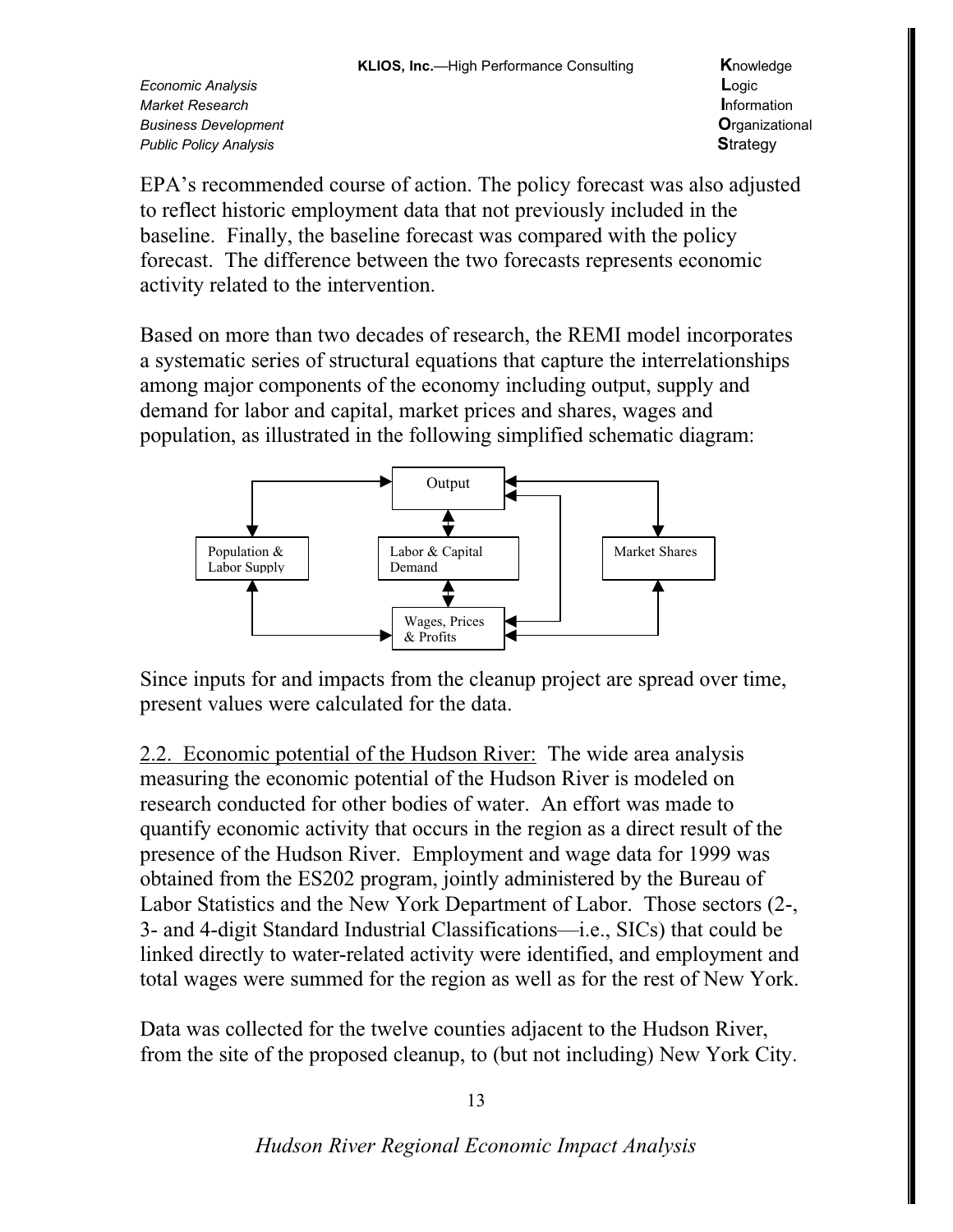EPA's recommended course of action. The policy forecast was also adjusted to reflect historic employment data that not previously included in the baseline. Finally, the baseline forecast was compared with the policy forecast. The difference between the two forecasts represents economic activity related to the intervention.

Based on more than two decades of research, the REMI model incorporates a systematic series of structural equations that capture the interrelationships among major components of the economy including output, supply and demand for labor and capital, market prices and shares, wages and population, as illustrated in the following simplified schematic diagram:

Output

Population & Labor Supply

Labor & Capital Demand

Market Shares

Wages, Prices & Profits

Since inputs for and impacts from the cleanup project are spread over time, present values were calculated for the data.

<u>2.2. Economic potential of the Hudson River:</u> The wide area analysis measuring the economic potential of the Hudson River is modeled on research conducted for other bodies of water. An effort was made to quantify economic activity that occurs in the region as a direct result of the presence of the Hudson River. Employment and wage data for 1999 was obtained from the ES202 program, jointly administered by the Bureau of Labor Statistics and the New York Department of Labor. Those sectors (2-, 3- and 4-digit Standard Industrial Classifications—i.e., SICs) that could be linked directly to water-related activity were identified, and employment and total wages were summed for the region as well as for the rest of New York.

Data was collected for the twelve counties adjacent to the Hudson River, from the site of the proposed cleanup, to (but not including) New York City.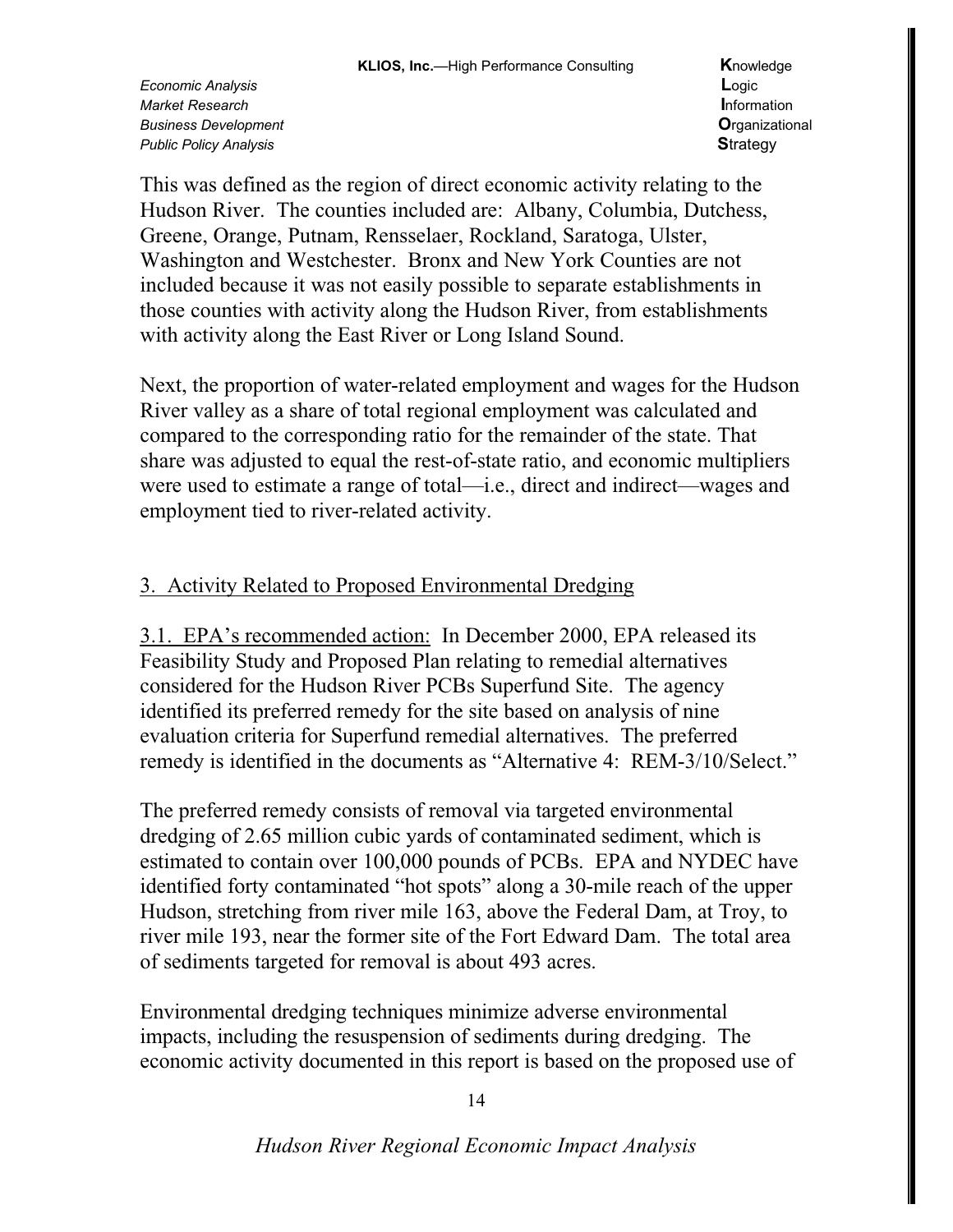This was defined as the region of direct economic activity relating to the Hudson River. The counties included are: Albany, Columbia, Dutchess, Greene, Orange, Putnam, Rensselaer, Rockland, Saratoga, Ulster, Washington and Westchester. Bronx and New York Counties are not included because it was not easily possible to separate establishments in those counties with activity along the Hudson River, from establishments with activity along the East River or Long Island Sound.

Next, the proportion of water-related employment and wages for the Hudson River valley as a share of total regional employment was calculated and compared to the corresponding ratio for the remainder of the state. That share was adjusted to equal the rest-of-state ratio, and economic multipliers were used to estimate a range of total—i.e., direct and indirect—wages and employment tied to river-related activity.

## 3. Activity Related to Proposed Environmental Dredging

3.1. EPA's recommended action: In December 2000, EPA released its Feasibility Study and Proposed Plan relating to remedial alternatives considered for the Hudson River PCBs Superfund Site. The agency identified its preferred remedy for the site based on analysis of nine evaluation criteria for Superfund remedial alternatives. The preferred remedy is identified in the documents as "Alternative 4: REM-3/10/Select."

The preferred remedy consists of removal via targeted environmental dredging of 2.65 million cubic yards of contaminated sediment, which is estimated to contain over 100,000 pounds of PCBs. EPA and NYDEC have identified forty contaminated "hot spots" along a 30-mile reach of the upper Hudson, stretching from river mile 163, above the Federal Dam, at Troy, to river mile 193, near the former site of the Fort Edward Dam. The total area of sediments targeted for removal is about 493 acres.

Environmental dredging techniques minimize adverse environmental impacts, including the resuspension of sediments during dredging. The economic activity documented in this report is based on the proposed use of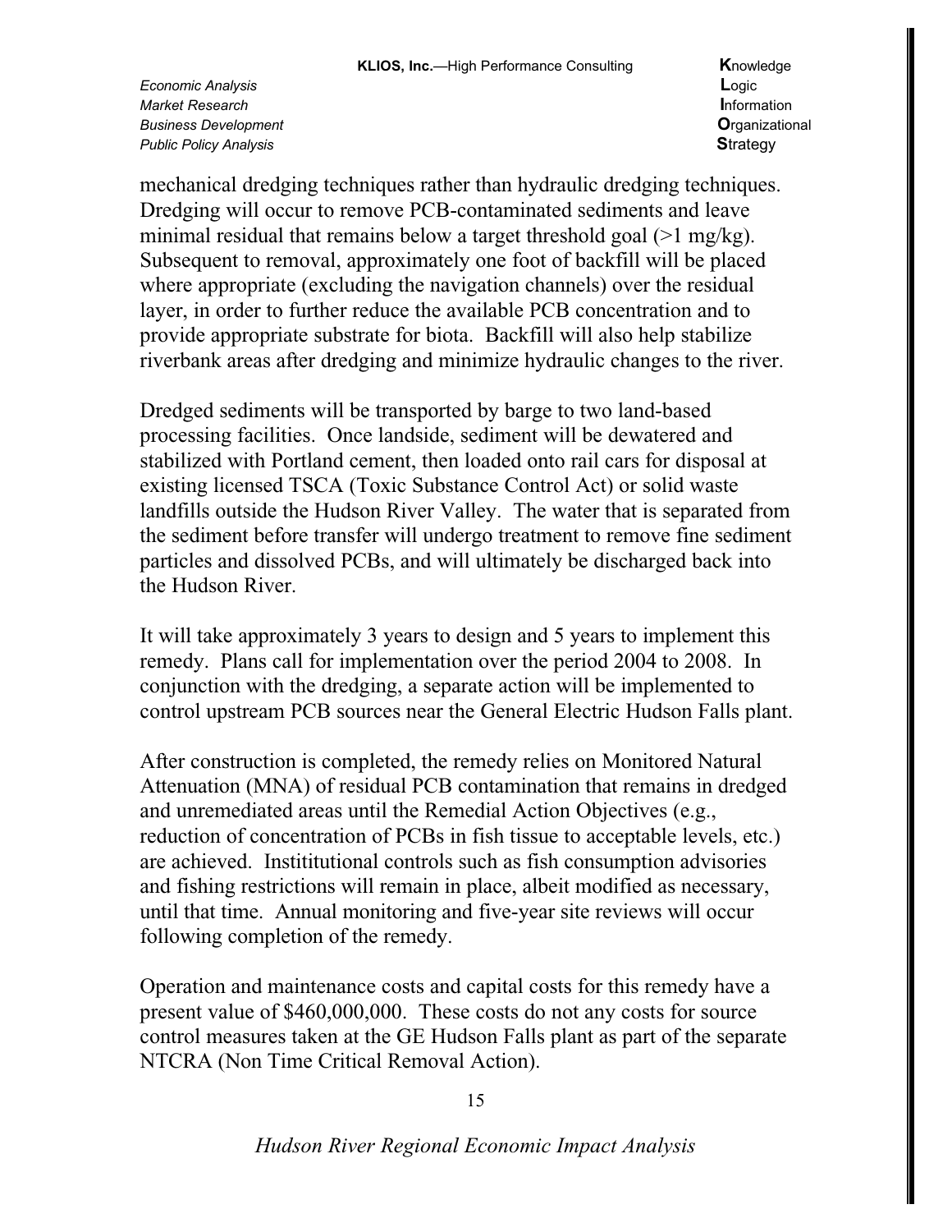mechanical dredging techniques rather than hydraulic dredging techniques. Dredging will occur to remove PCB-contaminated sediments and leave minimal residual that remains below a target threshold goal (>1 mg/kg). Subsequent to removal, approximately one foot of backfill will be placed where appropriate (excluding the navigation channels) over the residual layer, in order to further reduce the available PCB concentration and to provide appropriate substrate for biota. Backfill will also help stabilize riverbank areas after dredging and minimize hydraulic changes to the river.

Dredged sediments will be transported by barge to two land-based processing facilities. Once landside, sediment will be dewatered and stabilized with Portland cement, then loaded onto rail cars for disposal at existing licensed TSCA (Toxic Substance Control Act) or solid waste landfills outside the Hudson River Valley. The water that is separated from the sediment before transfer will undergo treatment to remove fine sediment particles and dissolved PCBs, and will ultimately be discharged back into the Hudson River.

It will take approximately 3 years to design and 5 years to implement this remedy. Plans call for implementation over the period 2004 to 2008. In conjunction with the dredging, a separate action will be implemented to control upstream PCB sources near the General Electric Hudson Falls plant.

After construction is completed, the remedy relies on Monitored Natural Attenuation (MNA) of residual PCB contamination that remains in dredged and unremediated areas until the Remedial Action Objectives (e.g., reduction of concentration of PCBs in fish tissue to acceptable levels, etc.) are achieved. Instititutional controls such as fish consumption advisories and fishing restrictions will remain in place, albeit modified as necessary, until that time. Annual monitoring and five-year site reviews will occur following completion of the remedy.

Operation and maintenance costs and capital costs for this remedy have a present value of $460,000,000. These costs do not any costs for source control measures taken at the GE Hudson Falls plant as part of the separate NTCRA (Non Time Critical Removal Action).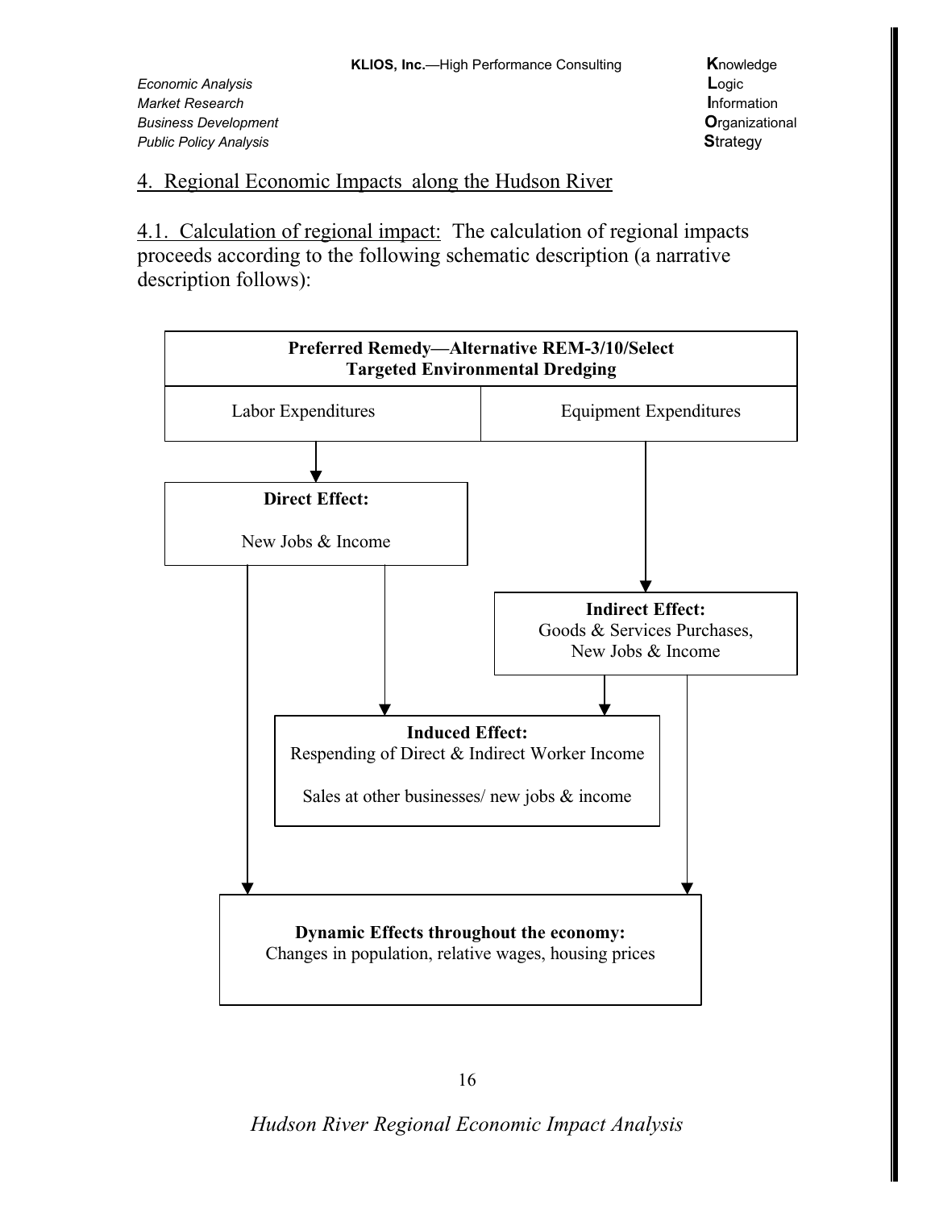## 4. Regional Economic Impacts along the Hudson River

4.1. Calculation of regional impact: The calculation of regional impacts proceeds according to the following schematic description (a narrative description follows):

**Preferred Remedy—Alternative REM-3/10/Select Targeted Environmental Dredging**

Labor Expenditures

Equipment Expenditures

**Direct Effect:**

New Jobs & Income

**Indirect Effect:**
Goods & Services Purchases,
New Jobs & Income

**Induced Effect:**
Respending of Direct & Indirect Worker Income

Sales at other businesses/ new jobs & income

**Dynamic Effects throughout the economy:**
Changes in population, relative wages, housing prices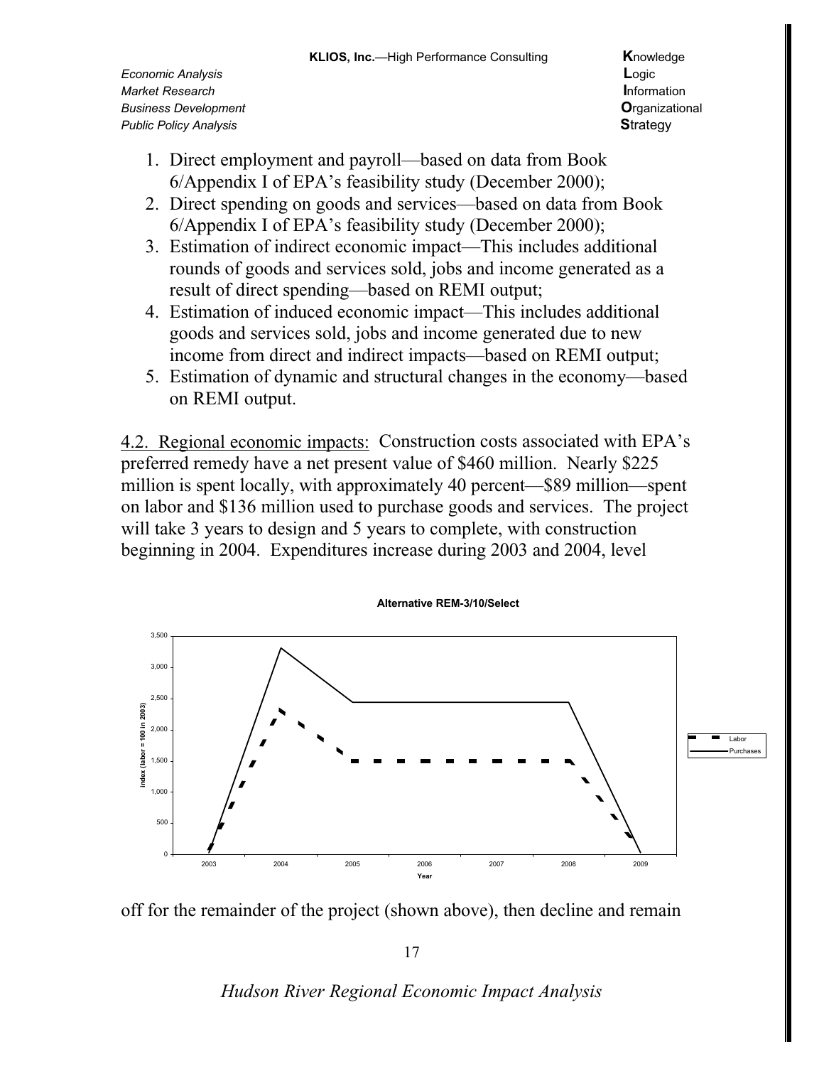1. Direct employment and payroll—based on data from Book 6/Appendix I of EPA's feasibility study (December 2000);
2. Direct spending on goods and services—based on data from Book 6/Appendix I of EPA's feasibility study (December 2000);
3. Estimation of indirect economic impact—This includes additional rounds of goods and services sold, jobs and income generated as a result of direct spending—based on REMI output;
4. Estimation of induced economic impact—This includes additional goods and services sold, jobs and income generated due to new income from direct and indirect impacts—based on REMI output;
5. Estimation of dynamic and structural changes in the economy—based on REMI output.

<u>4.2. Regional economic impacts:</u> Construction costs associated with EPA's preferred remedy have a net present value of \$460 million. Nearly \$225 million is spent locally, with approximately 40 percent—\$89 million—spent on labor and \$136 million used to purchase goods and services. The project will take 3 years to design and 5 years to complete, with construction beginning in 2004. Expenditures increase during 2003 and 2004, level

**Alternative REM-3/10/Select**

off for the remainder of the project (shown above), then decline and remain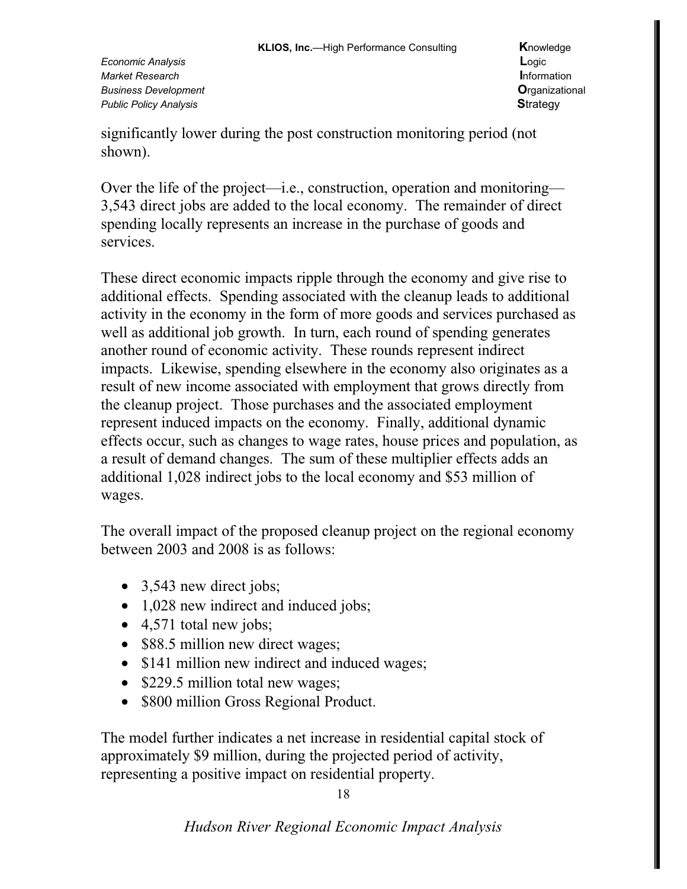significantly lower during the post construction monitoring period (not shown).

Over the life of the project—i.e., construction, operation and monitoring—3,543 direct jobs are added to the local economy. The remainder of direct spending locally represents an increase in the purchase of goods and services.

These direct economic impacts ripple through the economy and give rise to additional effects. Spending associated with the cleanup leads to additional activity in the economy in the form of more goods and services purchased as well as additional job growth. In turn, each round of spending generates another round of economic activity. These rounds represent indirect impacts. Likewise, spending elsewhere in the economy also originates as a result of new income associated with employment that grows directly from the cleanup project. Those purchases and the associated employment represent induced impacts on the economy. Finally, additional dynamic effects occur, such as changes to wage rates, house prices and population, as a result of demand changes. The sum of these multiplier effects adds an additional 1,028 indirect jobs to the local economy and $53 million of wages.

The overall impact of the proposed cleanup project on the regional economy between 2003 and 2008 is as follows:

- 3,543 new direct jobs;
- 1,028 new indirect and induced jobs;
- 4,571 total new jobs;
- $88.5 million new direct wages;
- $141 million new indirect and induced wages;
- $229.5 million total new wages;
- $800 million Gross Regional Product.

The model further indicates a net increase in residential capital stock of approximately $9 million, during the projected period of activity, representing a positive impact on residential property.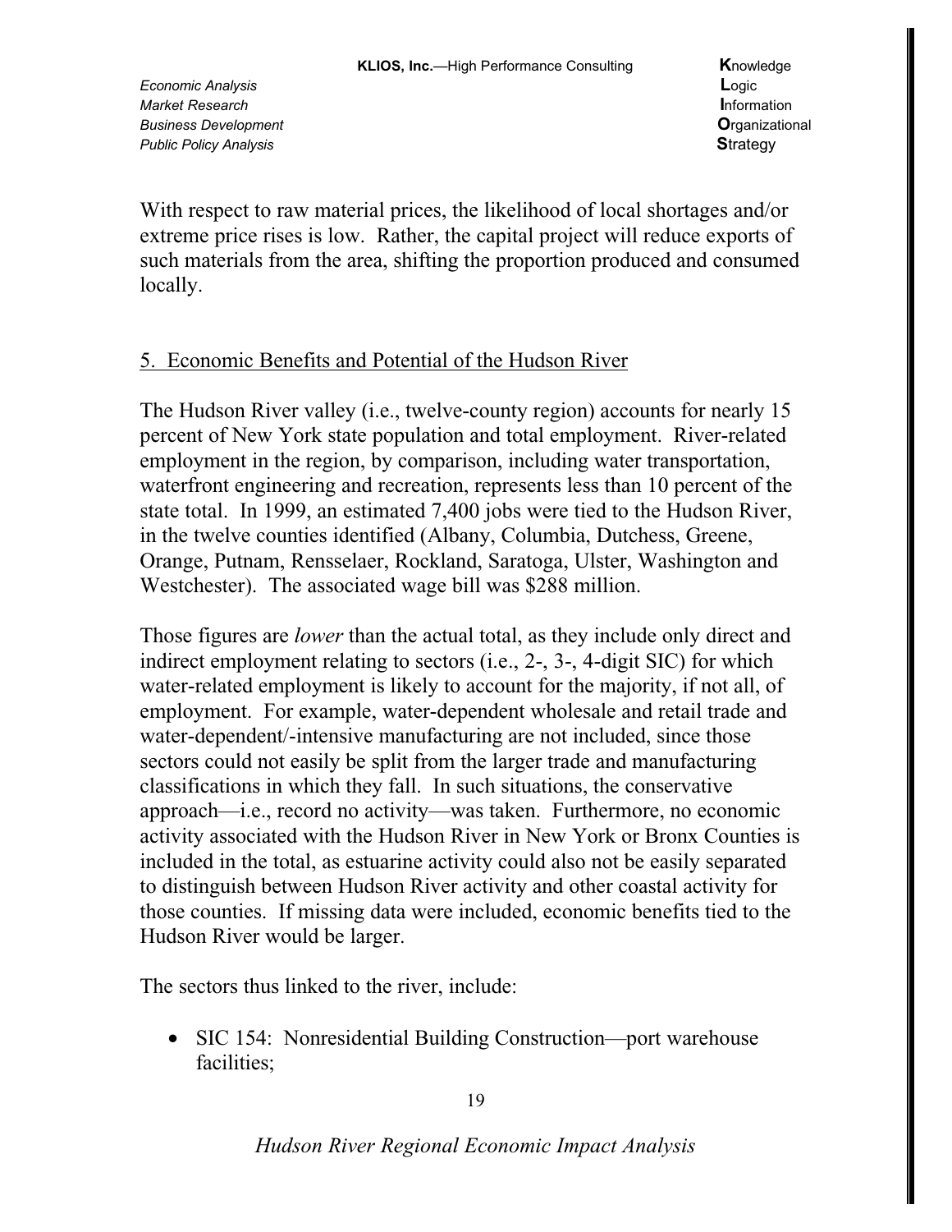With respect to raw material prices, the likelihood of local shortages and/or extreme price rises is low. Rather, the capital project will reduce exports of such materials from the area, shifting the proportion produced and consumed locally.

## 5. Economic Benefits and Potential of the Hudson River

The Hudson River valley (i.e., twelve-county region) accounts for nearly 15 percent of New York state population and total employment. River-related employment in the region, by comparison, including water transportation, waterfront engineering and recreation, represents less than 10 percent of the state total. In 1999, an estimated 7,400 jobs were tied to the Hudson River, in the twelve counties identified (Albany, Columbia, Dutchess, Greene, Orange, Putnam, Rensselaer, Rockland, Saratoga, Ulster, Washington and Westchester). The associated wage bill was $288 million.

Those figures are *lower* than the actual total, as they include only direct and indirect employment relating to sectors (i.e., 2-, 3-, 4-digit SIC) for which water-related employment is likely to account for the majority, if not all, of employment. For example, water-dependent wholesale and retail trade and water-dependent/-intensive manufacturing are not included, since those sectors could not easily be split from the larger trade and manufacturing classifications in which they fall. In such situations, the conservative approach—i.e., record no activity—was taken. Furthermore, no economic activity associated with the Hudson River in New York or Bronx Counties is included in the total, as estuarine activity could also not be easily separated to distinguish between Hudson River activity and other coastal activity for those counties. If missing data were included, economic benefits tied to the Hudson River would be larger.

The sectors thus linked to the river, include:

- SIC 154: Nonresidential Building Construction—port warehouse facilities;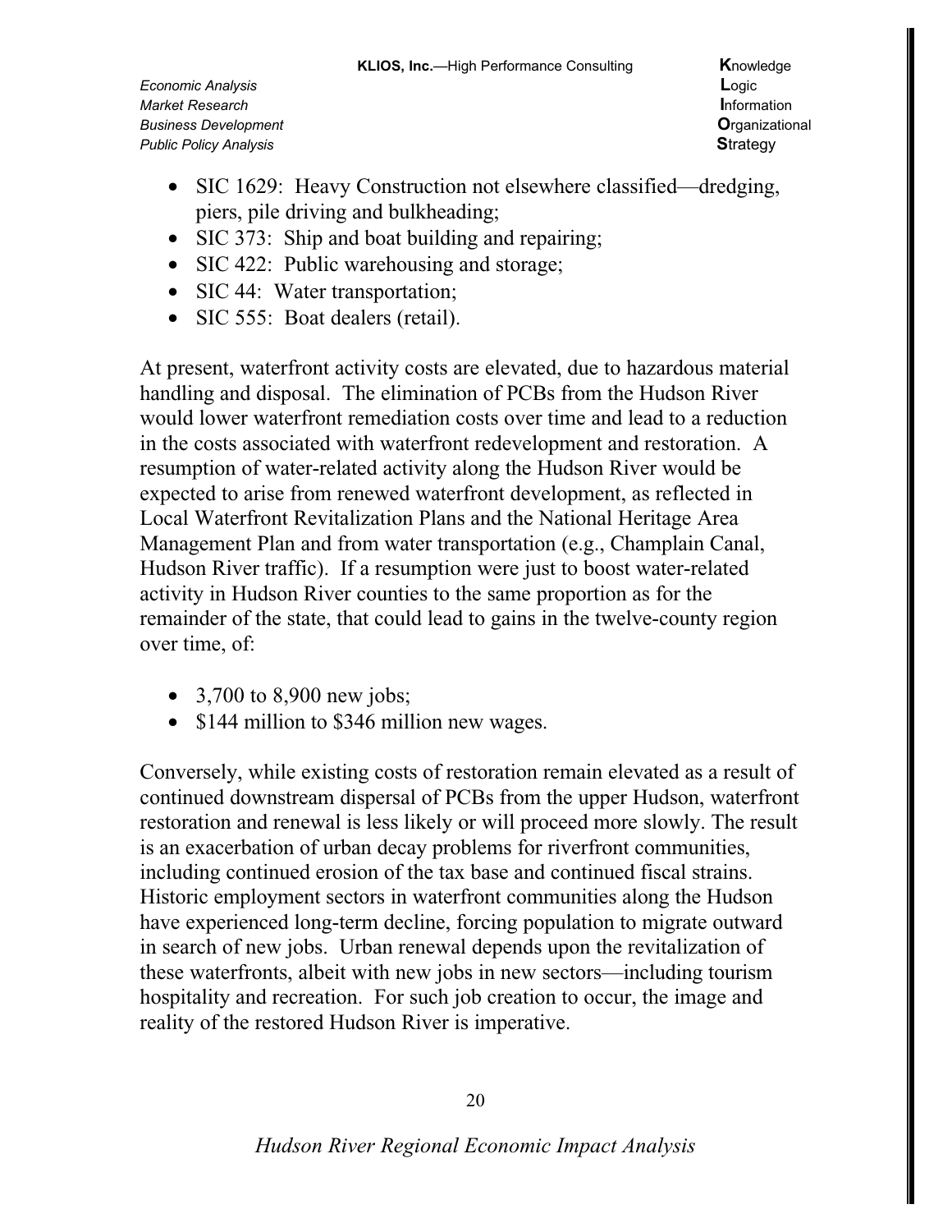- SIC 1629: Heavy Construction not elsewhere classified—dredging, piers, pile driving and bulkheading;
- SIC 373: Ship and boat building and repairing;
- SIC 422: Public warehousing and storage;
- SIC 44: Water transportation;
- SIC 555: Boat dealers (retail).

At present, waterfront activity costs are elevated, due to hazardous material handling and disposal. The elimination of PCBs from the Hudson River would lower waterfront remediation costs over time and lead to a reduction in the costs associated with waterfront redevelopment and restoration. A resumption of water-related activity along the Hudson River would be expected to arise from renewed waterfront development, as reflected in Local Waterfront Revitalization Plans and the National Heritage Area Management Plan and from water transportation (e.g., Champlain Canal, Hudson River traffic). If a resumption were just to boost water-related activity in Hudson River counties to the same proportion as for the remainder of the state, that could lead to gains in the twelve-county region over time, of:

- 3,700 to 8,900 new jobs;
- $144 million to $346 million new wages.

Conversely, while existing costs of restoration remain elevated as a result of continued downstream dispersal of PCBs from the upper Hudson, waterfront restoration and renewal is less likely or will proceed more slowly. The result is an exacerbation of urban decay problems for riverfront communities, including continued erosion of the tax base and continued fiscal strains. Historic employment sectors in waterfront communities along the Hudson have experienced long-term decline, forcing population to migrate outward in search of new jobs. Urban renewal depends upon the revitalization of these waterfronts, albeit with new jobs in new sectors—including tourism hospitality and recreation. For such job creation to occur, the image and reality of the restored Hudson River is imperative.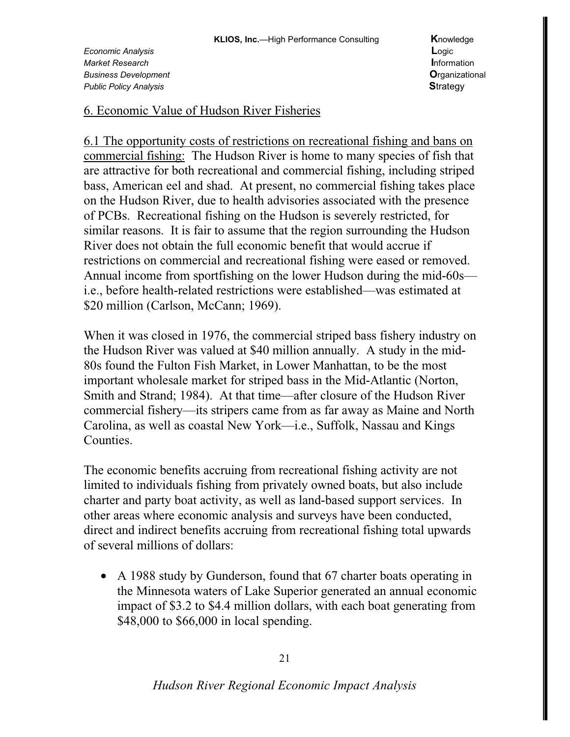## 6. Economic Value of Hudson River Fisheries

6.1 The opportunity costs of restrictions on recreational fishing and bans on commercial fishing: The Hudson River is home to many species of fish that are attractive for both recreational and commercial fishing, including striped bass, American eel and shad. At present, no commercial fishing takes place on the Hudson River, due to health advisories associated with the presence of PCBs. Recreational fishing on the Hudson is severely restricted, for similar reasons. It is fair to assume that the region surrounding the Hudson River does not obtain the full economic benefit that would accrue if restrictions on commercial and recreational fishing were eased or removed. Annual income from sportfishing on the lower Hudson during the mid-60s—i.e., before health-related restrictions were established—was estimated at $20 million (Carlson, McCann; 1969).

When it was closed in 1976, the commercial striped bass fishery industry on the Hudson River was valued at $40 million annually. A study in the mid-80s found the Fulton Fish Market, in Lower Manhattan, to be the most important wholesale market for striped bass in the Mid-Atlantic (Norton, Smith and Strand; 1984). At that time—after closure of the Hudson River commercial fishery—its stripers came from as far away as Maine and North Carolina, as well as coastal New York—i.e., Suffolk, Nassau and Kings Counties.

The economic benefits accruing from recreational fishing activity are not limited to individuals fishing from privately owned boats, but also include charter and party boat activity, as well as land-based support services. In other areas where economic analysis and surveys have been conducted, direct and indirect benefits accruing from recreational fishing total upwards of several millions of dollars:

- A 1988 study by Gunderson, found that 67 charter boats operating in the Minnesota waters of Lake Superior generated an annual economic impact of $3.2 to $4.4 million dollars, with each boat generating from $48,000 to $66,000 in local spending.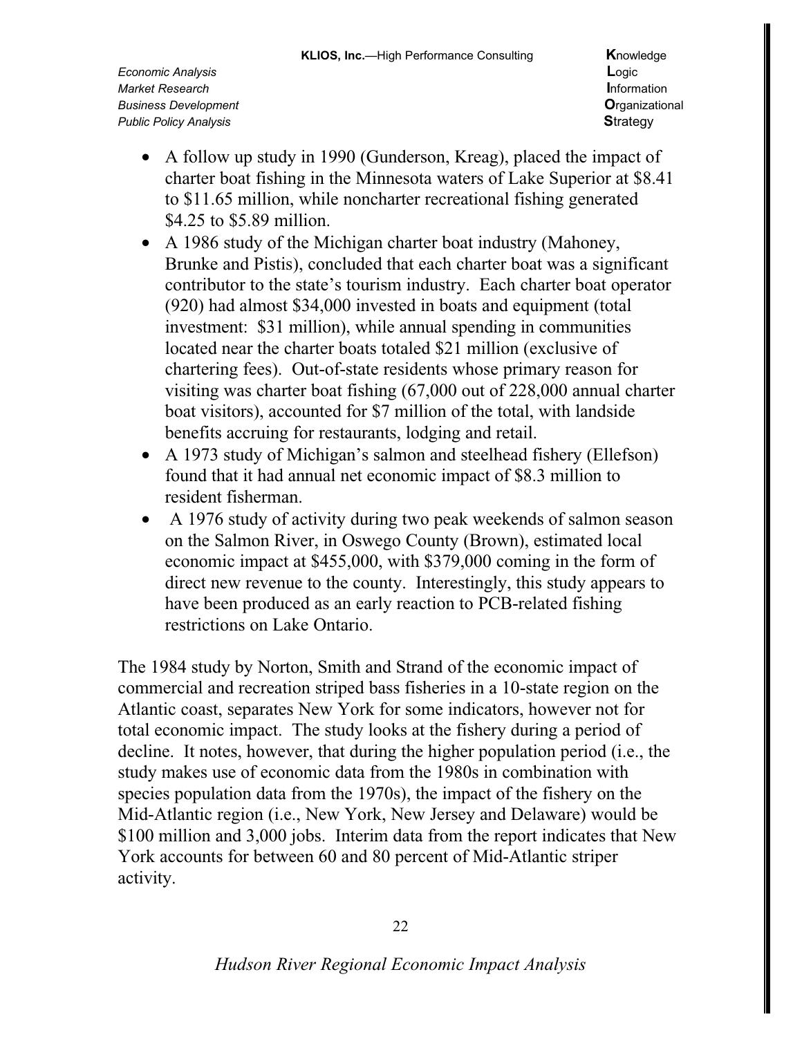- A follow up study in 1990 (Gunderson, Kreag), placed the impact of charter boat fishing in the Minnesota waters of Lake Superior at $8.41 to $11.65 million, while noncharter recreational fishing generated $4.25 to $5.89 million.
- A 1986 study of the Michigan charter boat industry (Mahoney, Brunke and Pistis), concluded that each charter boat was a significant contributor to the state's tourism industry. Each charter boat operator (920) had almost $34,000 invested in boats and equipment (total investment: $31 million), while annual spending in communities located near the charter boats totaled $21 million (exclusive of chartering fees). Out-of-state residents whose primary reason for visiting was charter boat fishing (67,000 out of 228,000 annual charter boat visitors), accounted for $7 million of the total, with landside benefits accruing for restaurants, lodging and retail.
- A 1973 study of Michigan's salmon and steelhead fishery (Ellefson) found that it had annual net economic impact of $8.3 million to resident fisherman.
- A 1976 study of activity during two peak weekends of salmon season on the Salmon River, in Oswego County (Brown), estimated local economic impact at $455,000, with $379,000 coming in the form of direct new revenue to the county. Interestingly, this study appears to have been produced as an early reaction to PCB-related fishing restrictions on Lake Ontario.

The 1984 study by Norton, Smith and Strand of the economic impact of commercial and recreation striped bass fisheries in a 10-state region on the Atlantic coast, separates New York for some indicators, however not for total economic impact. The study looks at the fishery during a period of decline. It notes, however, that during the higher population period (i.e., the study makes use of economic data from the 1980s in combination with species population data from the 1970s), the impact of the fishery on the Mid-Atlantic region (i.e., New York, New Jersey and Delaware) would be $100 million and 3,000 jobs. Interim data from the report indicates that New York accounts for between 60 and 80 percent of Mid-Atlantic striper activity.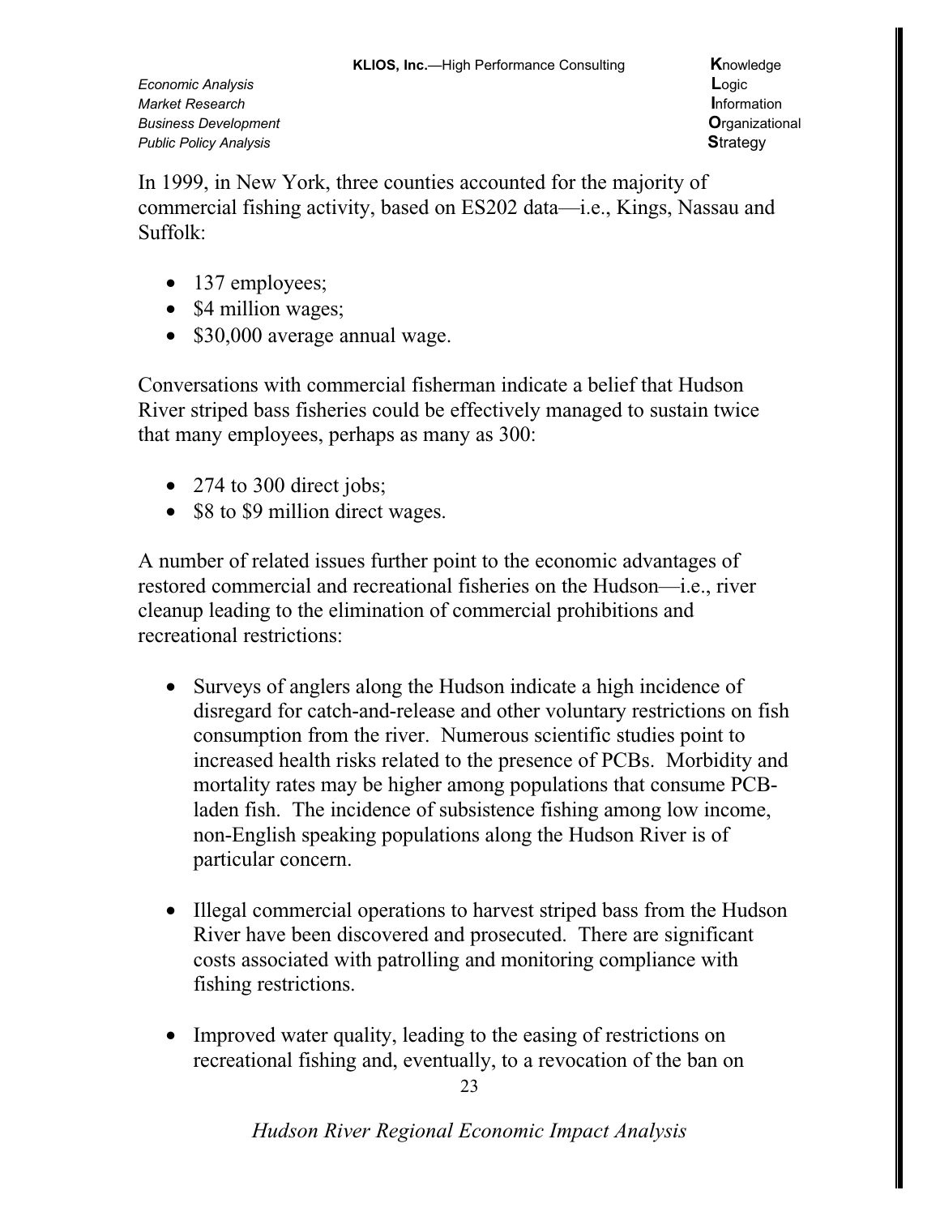In 1999, in New York, three counties accounted for the majority of commercial fishing activity, based on ES202 data—i.e., Kings, Nassau and Suffolk:

- 137 employees;
- $4 million wages;
- $30,000 average annual wage.

Conversations with commercial fisherman indicate a belief that Hudson River striped bass fisheries could be effectively managed to sustain twice that many employees, perhaps as many as 300:

- 274 to 300 direct jobs;
- $8 to $9 million direct wages.

A number of related issues further point to the economic advantages of restored commercial and recreational fisheries on the Hudson—i.e., river cleanup leading to the elimination of commercial prohibitions and recreational restrictions:

- Surveys of anglers along the Hudson indicate a high incidence of disregard for catch-and-release and other voluntary restrictions on fish consumption from the river. Numerous scientific studies point to increased health risks related to the presence of PCBs. Morbidity and mortality rates may be higher among populations that consume PCB-laden fish. The incidence of subsistence fishing among low income, non-English speaking populations along the Hudson River is of particular concern.

- Illegal commercial operations to harvest striped bass from the Hudson River have been discovered and prosecuted. There are significant costs associated with patrolling and monitoring compliance with fishing restrictions.

- Improved water quality, leading to the easing of restrictions on recreational fishing and, eventually, to a revocation of the ban on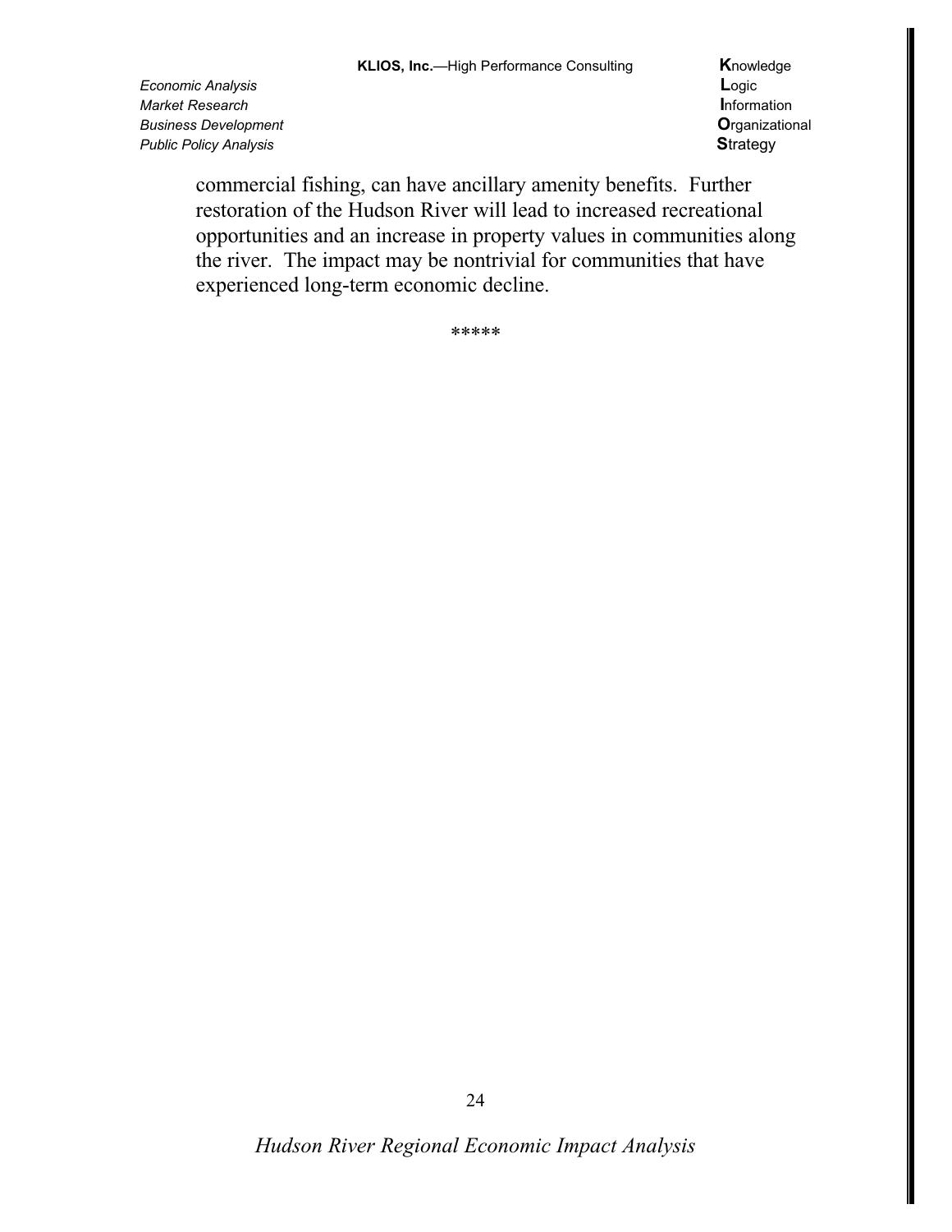commercial fishing, can have ancillary amenity benefits. Further restoration of the Hudson River will lead to increased recreational opportunities and an increase in property values in communities along the river. The impact may be nontrivial for communities that have experienced long-term economic decline.

*****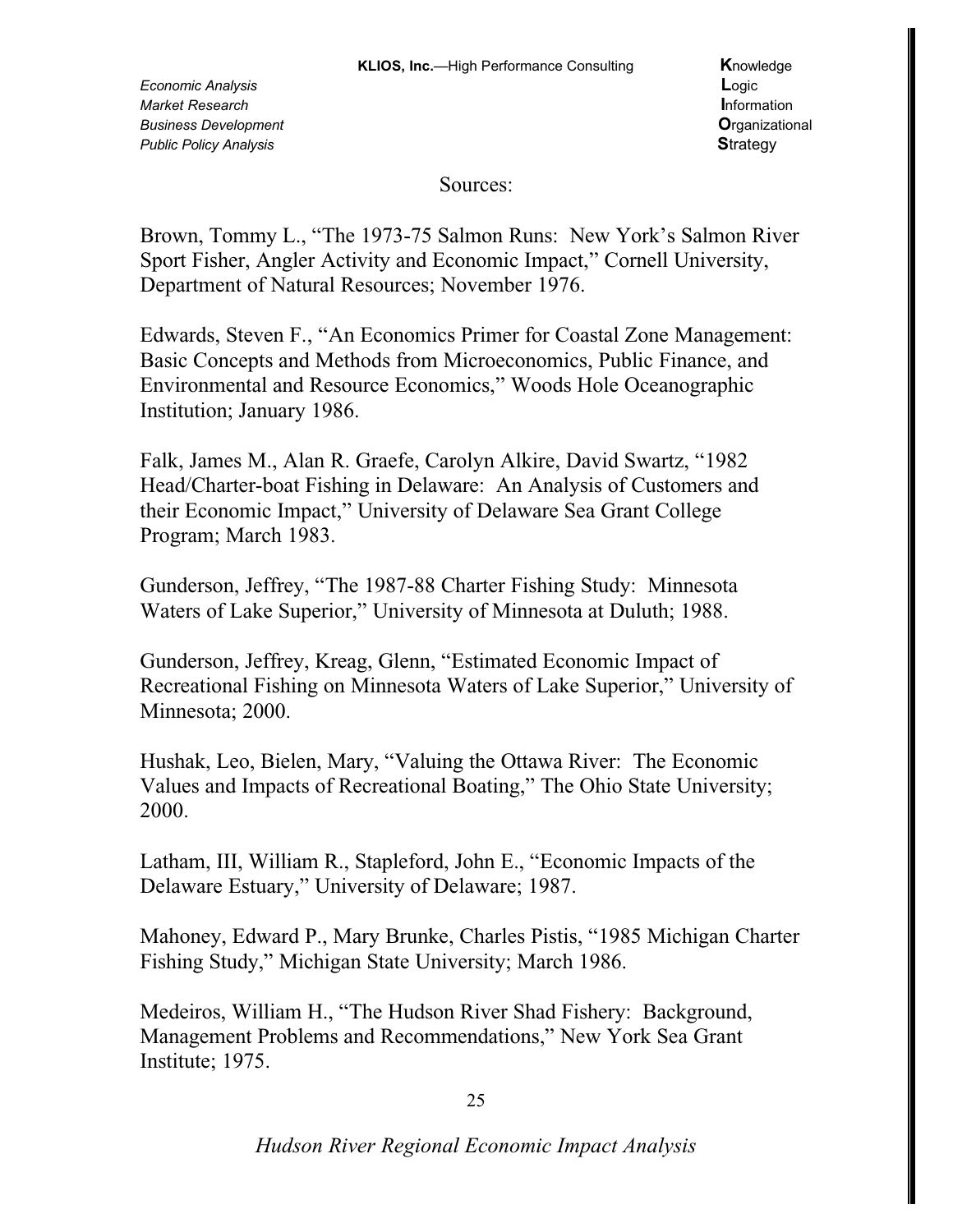Sources:

Brown, Tommy L., "The 1973-75 Salmon Runs: New York's Salmon River Sport Fisher, Angler Activity and Economic Impact," Cornell University, Department of Natural Resources; November 1976.

Edwards, Steven F., "An Economics Primer for Coastal Zone Management: Basic Concepts and Methods from Microeconomics, Public Finance, and Environmental and Resource Economics," Woods Hole Oceanographic Institution; January 1986.

Falk, James M., Alan R. Graefe, Carolyn Alkire, David Swartz, "1982 Head/Charter-boat Fishing in Delaware: An Analysis of Customers and their Economic Impact," University of Delaware Sea Grant College Program; March 1983.

Gunderson, Jeffrey, "The 1987-88 Charter Fishing Study: Minnesota Waters of Lake Superior," University of Minnesota at Duluth; 1988.

Gunderson, Jeffrey, Kreag, Glenn, "Estimated Economic Impact of Recreational Fishing on Minnesota Waters of Lake Superior," University of Minnesota; 2000.

Hushak, Leo, Bielen, Mary, "Valuing the Ottawa River: The Economic Values and Impacts of Recreational Boating," The Ohio State University; 2000.

Latham, III, William R., Stapleford, John E., "Economic Impacts of the Delaware Estuary," University of Delaware; 1987.

Mahoney, Edward P., Mary Brunke, Charles Pistis, "1985 Michigan Charter Fishing Study," Michigan State University; March 1986.

Medeiros, William H., "The Hudson River Shad Fishery: Background, Management Problems and Recommendations," New York Sea Grant Institute; 1975.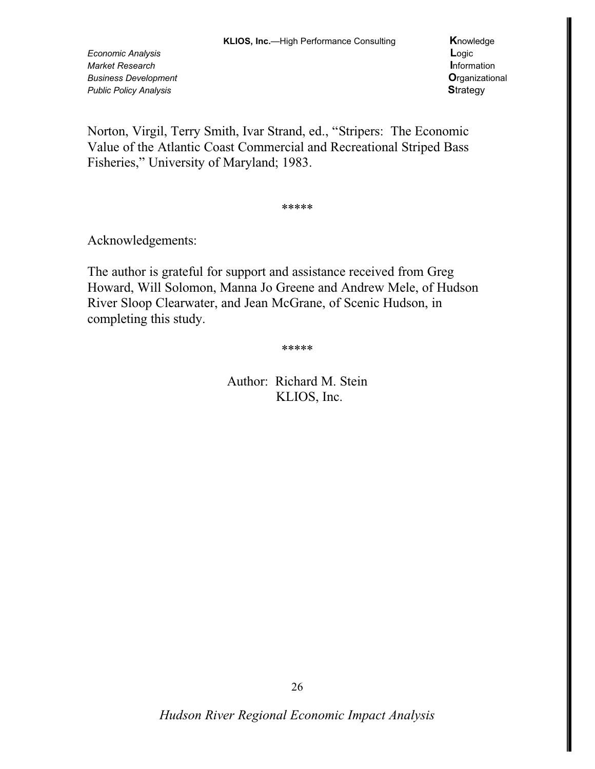Norton, Virgil, Terry Smith, Ivar Strand, ed., "Stripers: The Economic Value of the Atlantic Coast Commercial and Recreational Striped Bass Fisheries," University of Maryland; 1983.

*****

Acknowledgements:

The author is grateful for support and assistance received from Greg Howard, Will Solomon, Manna Jo Greene and Andrew Mele, of Hudson River Sloop Clearwater, and Jean McGrane, of Scenic Hudson, in completing this study.

*****

Author: Richard M. Stein
KLIOS, Inc.